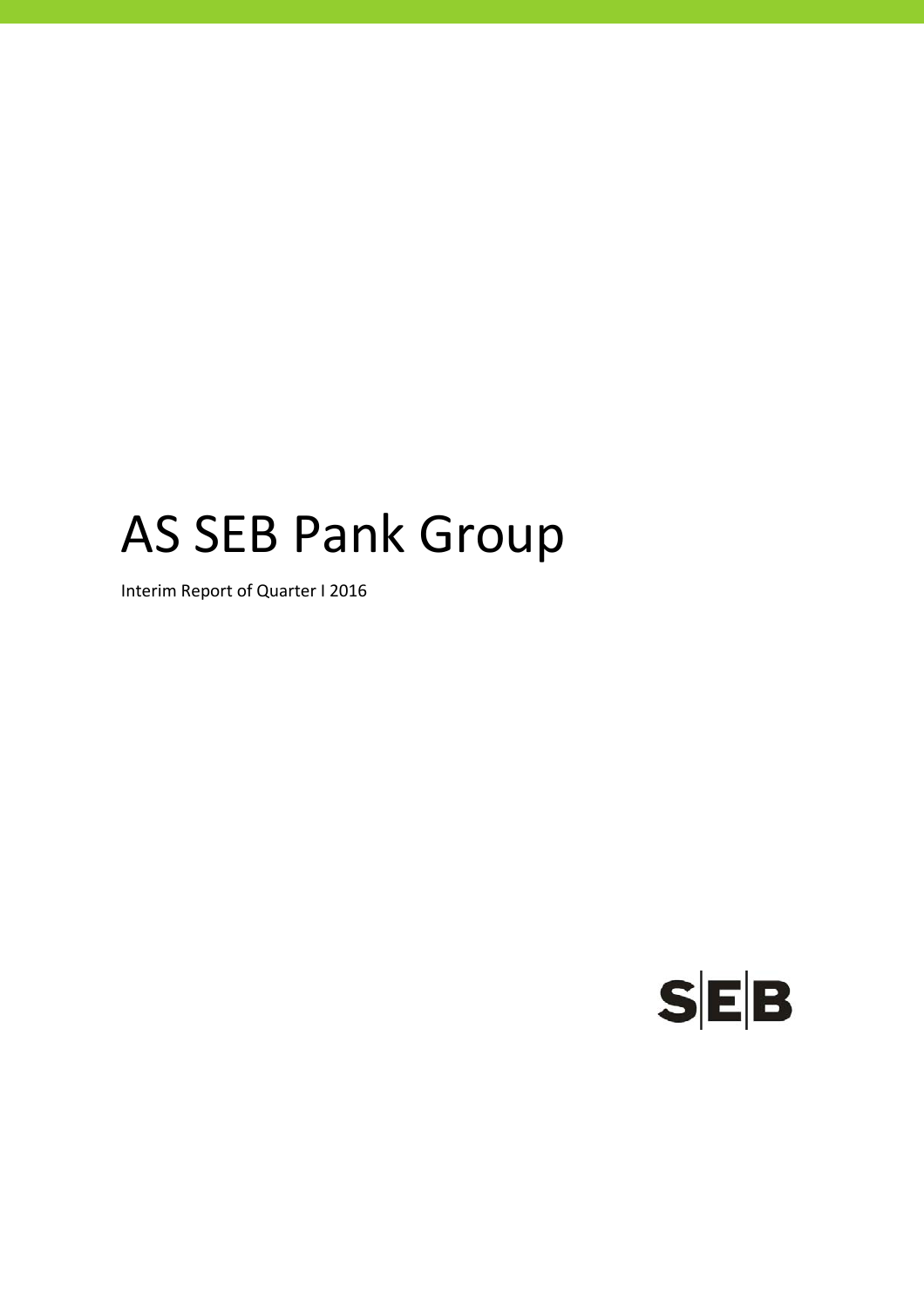# AS SEB Pank Group

Interim Report of Quarter I 2016

SEB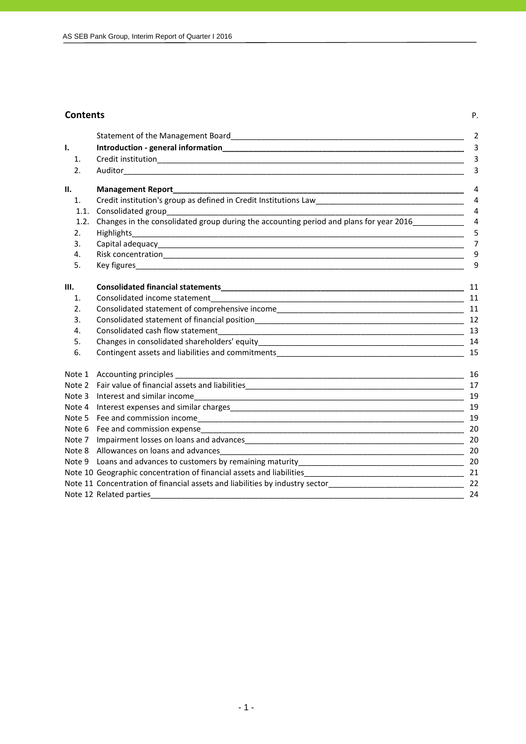## Contents

| | | P. |
|---|---|---|
| | Statement of the Management Board | 2 |
| **I.** | **Introduction - general information** | 3 |
| 1. | Credit institution | 3 |
| 2. | Auditor | 3 |
| **II.** | **Management Report** | 4 |
| 1. | Credit institution's group as defined in Credit Institutions Law | 4 |
| 1.1. | Consolidated group | 4 |
| 1.2. | Changes in the consolidated group during the accounting period and plans for year 2016 | 4 |
| 2. | Highlights | 5 |
| 3. | Capital adequacy | 7 |
| 4. | Risk concentration | 9 |
| 5. | Key figures | 9 |
| **III.** | **Consolidated financial statements** | 11 |
| 1. | Consolidated income statement | 11 |
| 2. | Consolidated statement of comprehensive income | 11 |
| 3. | Consolidated statement of financial position | 12 |
| 4. | Consolidated cash flow statement | 13 |
| 5. | Changes in consolidated shareholders' equity | 14 |
| 6. | Contingent assets and liabilities and commitments | 15 |
| Note 1 | Accounting principles | 16 |
| Note 2 | Fair value of financial assets and liabilities | 17 |
| Note 3 | Interest and similar income | 19 |
| Note 4 | Interest expenses and similar charges | 19 |
| Note 5 | Fee and commission income | 19 |
| Note 6 | Fee and commission expense | 20 |
| Note 7 | Impairment losses on loans and advances | 20 |
| Note 8 | Allowances on loans and advances | 20 |
| Note 9 | Loans and advances to customers by remaining maturity | 20 |
| Note 10 | Geographic concentration of financial assets and liabilities | 21 |
| Note 11 | Concentration of financial assets and liabilities by industry sector | 22 |
| Note 12 | Related parties | 24 |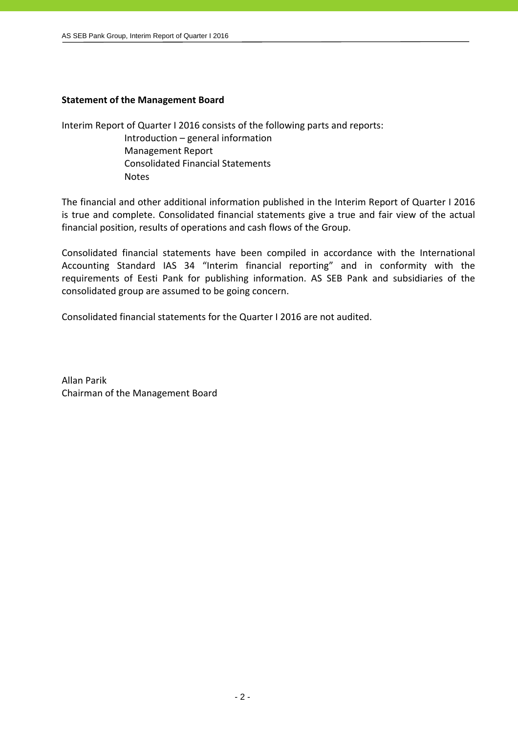## Statement of the Management Board

Interim Report of Quarter I 2016 consists of the following parts and reports:

- Introduction – general information
- Management Report
- Consolidated Financial Statements
- Notes

The financial and other additional information published in the Interim Report of Quarter I 2016 is true and complete. Consolidated financial statements give a true and fair view of the actual financial position, results of operations and cash flows of the Group.

Consolidated financial statements have been compiled in accordance with the International Accounting Standard IAS 34 "Interim financial reporting" and in conformity with the requirements of Eesti Pank for publishing information. AS SEB Pank and subsidiaries of the consolidated group are assumed to be going concern.

Consolidated financial statements for the Quarter I 2016 are not audited.

Allan Parik
Chairman of the Management Board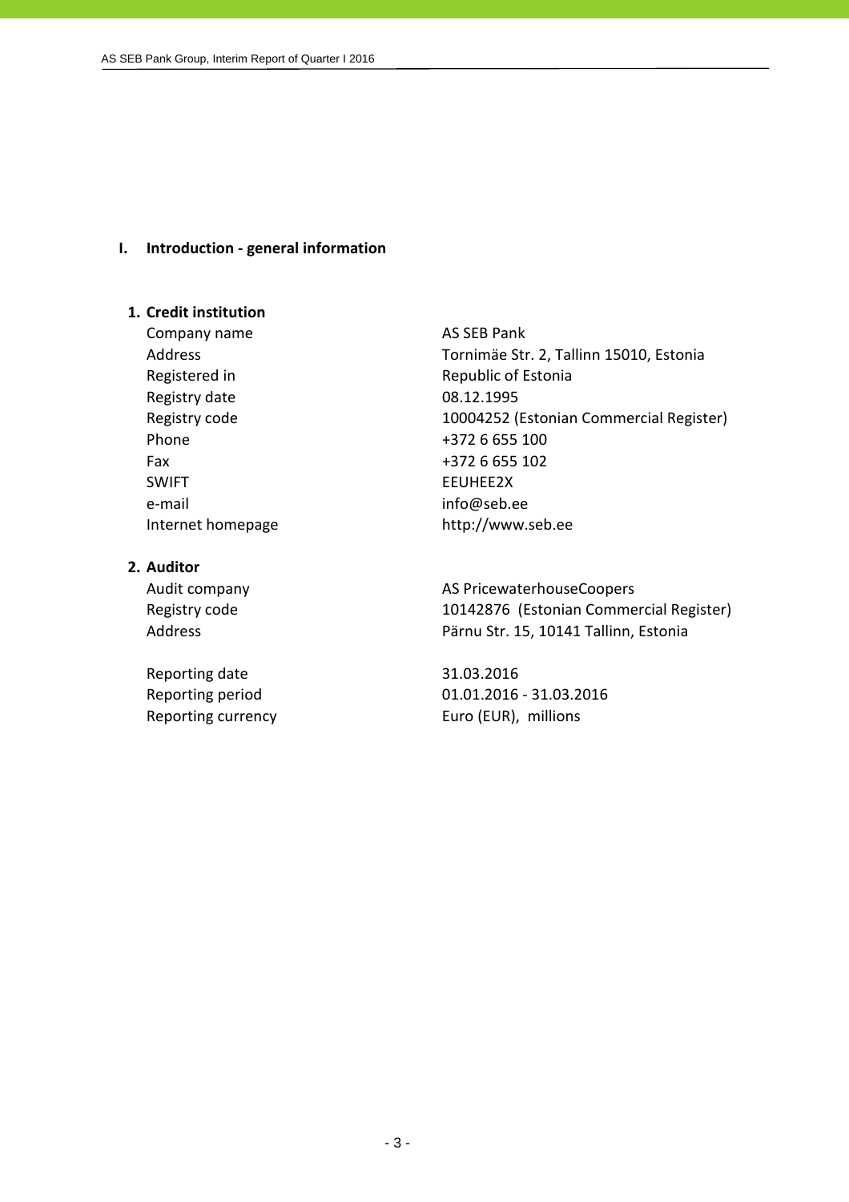# I. Introduction - general information

## 1. Credit institution

| | |
|---|---|
| Company name | AS SEB Pank |
| Address | Tornimäe Str. 2, Tallinn 15010, Estonia |
| Registered in | Republic of Estonia |
| Registry date | 08.12.1995 |
| Registry code | 10004252 (Estonian Commercial Register) |
| Phone | +372 6 655 100 |
| Fax | +372 6 655 102 |
| SWIFT | EEUHEE2X |
| e-mail | info@seb.ee |
| Internet homepage | http://www.seb.ee |

## 2. Auditor

| | |
|---|---|
| Audit company | AS PricewaterhouseCoopers |
| Registry code | 10142876 (Estonian Commercial Register) |
| Address | Pärnu Str. 15, 10141 Tallinn, Estonia |

| | |
|---|---|
| Reporting date | 31.03.2016 |
| Reporting period | 01.01.2016 - 31.03.2016 |
| Reporting currency | Euro (EUR), millions |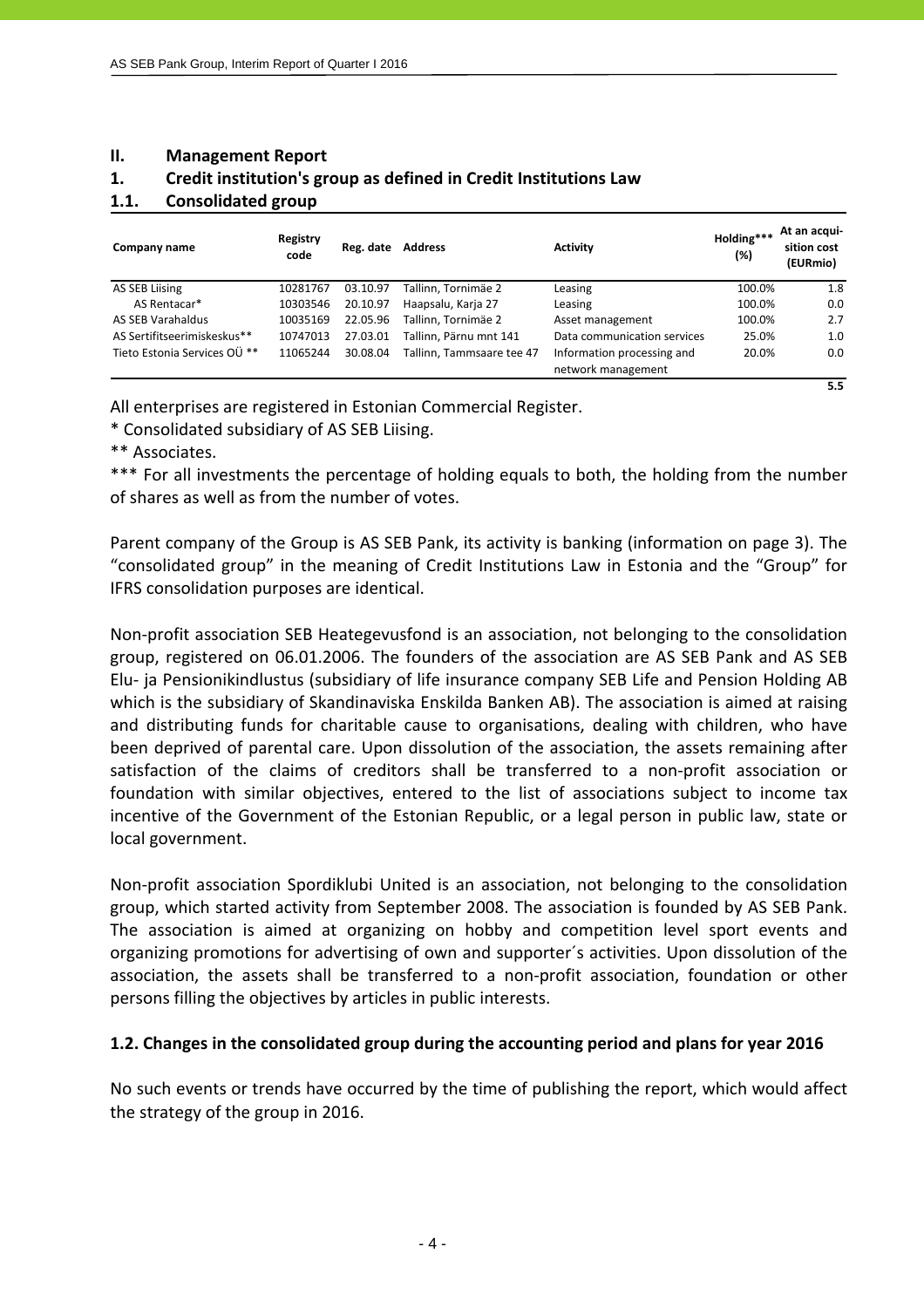## II. Management Report

### 1. Credit institution's group as defined in Credit Institutions Law

### 1.1. Consolidated group

| Company name | Registry code | Reg. date | Address | Activity | Holding*** (%) | At an acquisition cost (EURmio) |
|---|---|---|---|---|---|---|
| AS SEB Liising | 10281767 | 03.10.97 | Tallinn, Tornimäe 2 | Leasing | 100.0% | 1.8 |
| AS Rentacar* | 10303546 | 20.10.97 | Haapsalu, Karja 27 | Leasing | 100.0% | 0.0 |
| AS SEB Varahaldus | 10035169 | 22.05.96 | Tallinn, Tornimäe 2 | Asset management | 100.0% | 2.7 |
| AS Sertifitseerimiskeskus** | 10747013 | 27.03.01 | Tallinn, Pärnu mnt 141 | Data communication services | 25.0% | 1.0 |
| Tieto Estonia Services OÜ ** | 11065244 | 30.08.04 | Tallinn, Tammsaare tee 47 | Information processing and network management | 20.0% | 0.0 |
| | | | | | | **5.5** |

All enterprises are registered in Estonian Commercial Register.

* Consolidated subsidiary of AS SEB Liising.

** Associates.

*** For all investments the percentage of holding equals to both, the holding from the number of shares as well as from the number of votes.

Parent company of the Group is AS SEB Pank, its activity is banking (information on page 3). The "consolidated group" in the meaning of Credit Institutions Law in Estonia and the "Group" for IFRS consolidation purposes are identical.

Non-profit association SEB Heategevusfond is an association, not belonging to the consolidation group, registered on 06.01.2006. The founders of the association are AS SEB Pank and AS SEB Elu- ja Pensionikindlustus (subsidiary of life insurance company SEB Life and Pension Holding AB which is the subsidiary of Skandinaviska Enskilda Banken AB). The association is aimed at raising and distributing funds for charitable cause to organisations, dealing with children, who have been deprived of parental care. Upon dissolution of the association, the assets remaining after satisfaction of the claims of creditors shall be transferred to a non-profit association or foundation with similar objectives, entered to the list of associations subject to income tax incentive of the Government of the Estonian Republic, or a legal person in public law, state or local government.

Non-profit association Spordiklubi United is an association, not belonging to the consolidation group, which started activity from September 2008. The association is founded by AS SEB Pank. The association is aimed at organizing on hobby and competition level sport events and organizing promotions for advertising of own and supporter´s activities. Upon dissolution of the association, the assets shall be transferred to a non-profit association, foundation or other persons filling the objectives by articles in public interests.

### 1.2. Changes in the consolidated group during the accounting period and plans for year 2016

No such events or trends have occurred by the time of publishing the report, which would affect the strategy of the group in 2016.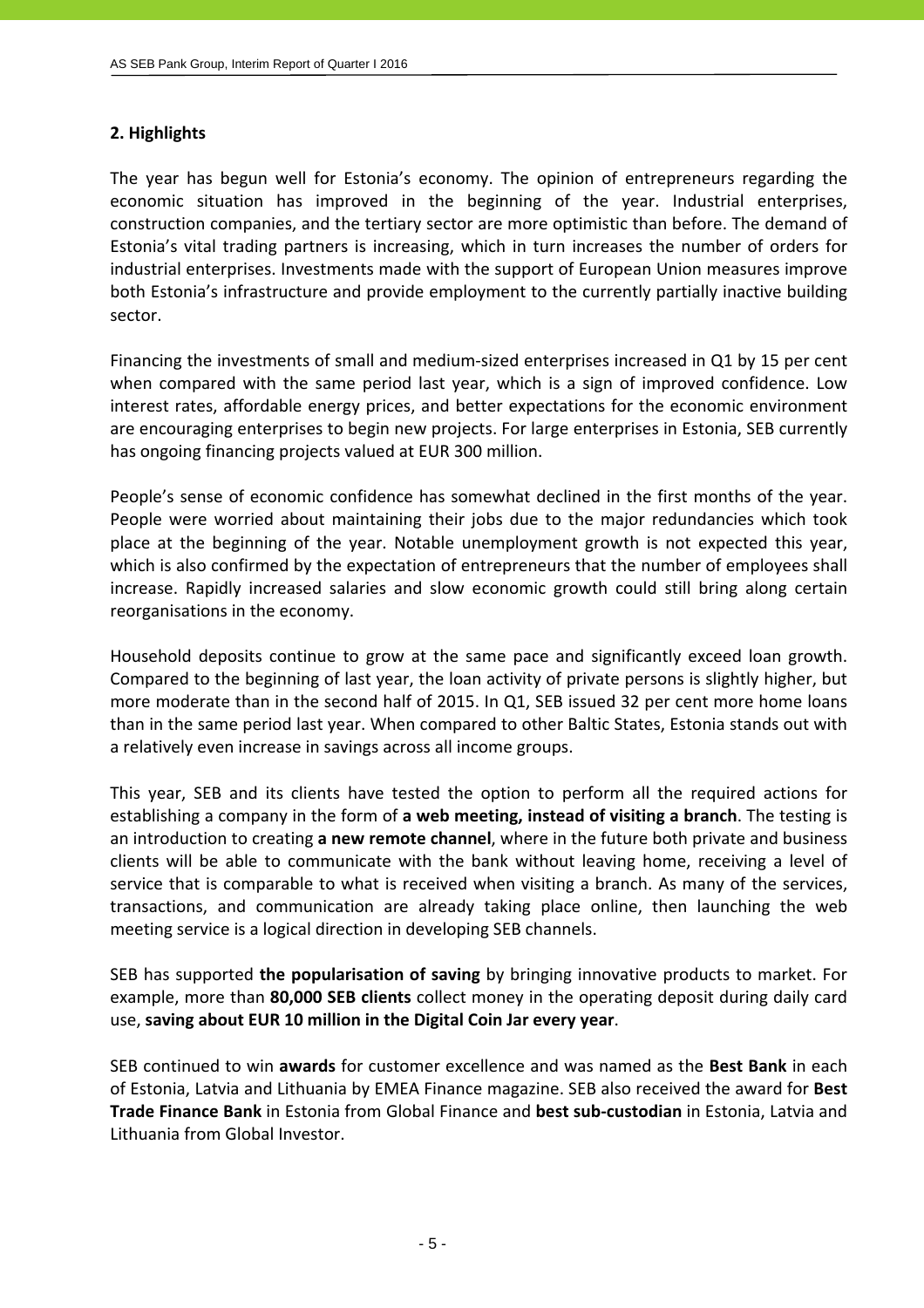## 2. Highlights

The year has begun well for Estonia's economy. The opinion of entrepreneurs regarding the economic situation has improved in the beginning of the year. Industrial enterprises, construction companies, and the tertiary sector are more optimistic than before. The demand of Estonia's vital trading partners is increasing, which in turn increases the number of orders for industrial enterprises. Investments made with the support of European Union measures improve both Estonia's infrastructure and provide employment to the currently partially inactive building sector.

Financing the investments of small and medium-sized enterprises increased in Q1 by 15 per cent when compared with the same period last year, which is a sign of improved confidence. Low interest rates, affordable energy prices, and better expectations for the economic environment are encouraging enterprises to begin new projects. For large enterprises in Estonia, SEB currently has ongoing financing projects valued at EUR 300 million.

People's sense of economic confidence has somewhat declined in the first months of the year. People were worried about maintaining their jobs due to the major redundancies which took place at the beginning of the year. Notable unemployment growth is not expected this year, which is also confirmed by the expectation of entrepreneurs that the number of employees shall increase. Rapidly increased salaries and slow economic growth could still bring along certain reorganisations in the economy.

Household deposits continue to grow at the same pace and significantly exceed loan growth. Compared to the beginning of last year, the loan activity of private persons is slightly higher, but more moderate than in the second half of 2015. In Q1, SEB issued 32 per cent more home loans than in the same period last year. When compared to other Baltic States, Estonia stands out with a relatively even increase in savings across all income groups.

This year, SEB and its clients have tested the option to perform all the required actions for establishing a company in the form of **a web meeting, instead of visiting a branch**. The testing is an introduction to creating **a new remote channel**, where in the future both private and business clients will be able to communicate with the bank without leaving home, receiving a level of service that is comparable to what is received when visiting a branch. As many of the services, transactions, and communication are already taking place online, then launching the web meeting service is a logical direction in developing SEB channels.

SEB has supported **the popularisation of saving** by bringing innovative products to market. For example, more than **80,000 SEB clients** collect money in the operating deposit during daily card use, **saving about EUR 10 million in the Digital Coin Jar every year**.

SEB continued to win **awards** for customer excellence and was named as the **Best Bank** in each of Estonia, Latvia and Lithuania by EMEA Finance magazine. SEB also received the award for **Best Trade Finance Bank** in Estonia from Global Finance and **best sub-custodian** in Estonia, Latvia and Lithuania from Global Investor.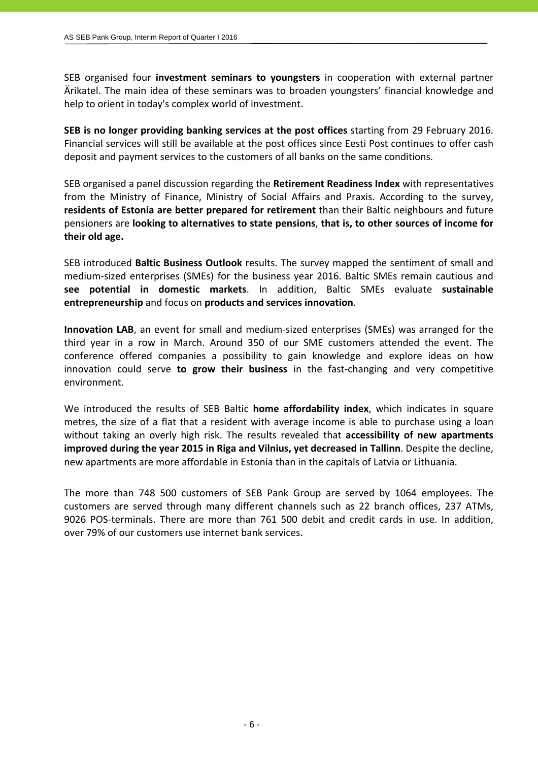SEB organised four **investment seminars to youngsters** in cooperation with external partner Ärikatel. The main idea of these seminars was to broaden youngsters' financial knowledge and help to orient in today's complex world of investment.

**SEB is no longer providing banking services at the post offices** starting from 29 February 2016. Financial services will still be available at the post offices since Eesti Post continues to offer cash deposit and payment services to the customers of all banks on the same conditions.

SEB organised a panel discussion regarding the **Retirement Readiness Index** with representatives from the Ministry of Finance, Ministry of Social Affairs and Praxis. According to the survey, **residents of Estonia are better prepared for retirement** than their Baltic neighbours and future pensioners are **looking to alternatives to state pensions**, **that is, to other sources of income for their old age.**

SEB introduced **Baltic Business Outlook** results. The survey mapped the sentiment of small and medium-sized enterprises (SMEs) for the business year 2016. Baltic SMEs remain cautious and **see potential in domestic markets**. In addition, Baltic SMEs evaluate **sustainable entrepreneurship** and focus on **products and services innovation**.

**Innovation LAB**, an event for small and medium-sized enterprises (SMEs) was arranged for the third year in a row in March. Around 350 of our SME customers attended the event. The conference offered companies a possibility to gain knowledge and explore ideas on how innovation could serve **to grow their business** in the fast-changing and very competitive environment.

We introduced the results of SEB Baltic **home affordability index**, which indicates in square metres, the size of a flat that a resident with average income is able to purchase using a loan without taking an overly high risk. The results revealed that **accessibility of new apartments improved during the year 2015 in Riga and Vilnius, yet decreased in Tallinn**. Despite the decline, new apartments are more affordable in Estonia than in the capitals of Latvia or Lithuania.

The more than 748 500 customers of SEB Pank Group are served by 1064 employees. The customers are served through many different channels such as 22 branch offices, 237 ATMs, 9026 POS-terminals. There are more than 761 500 debit and credit cards in use. In addition, over 79% of our customers use internet bank services.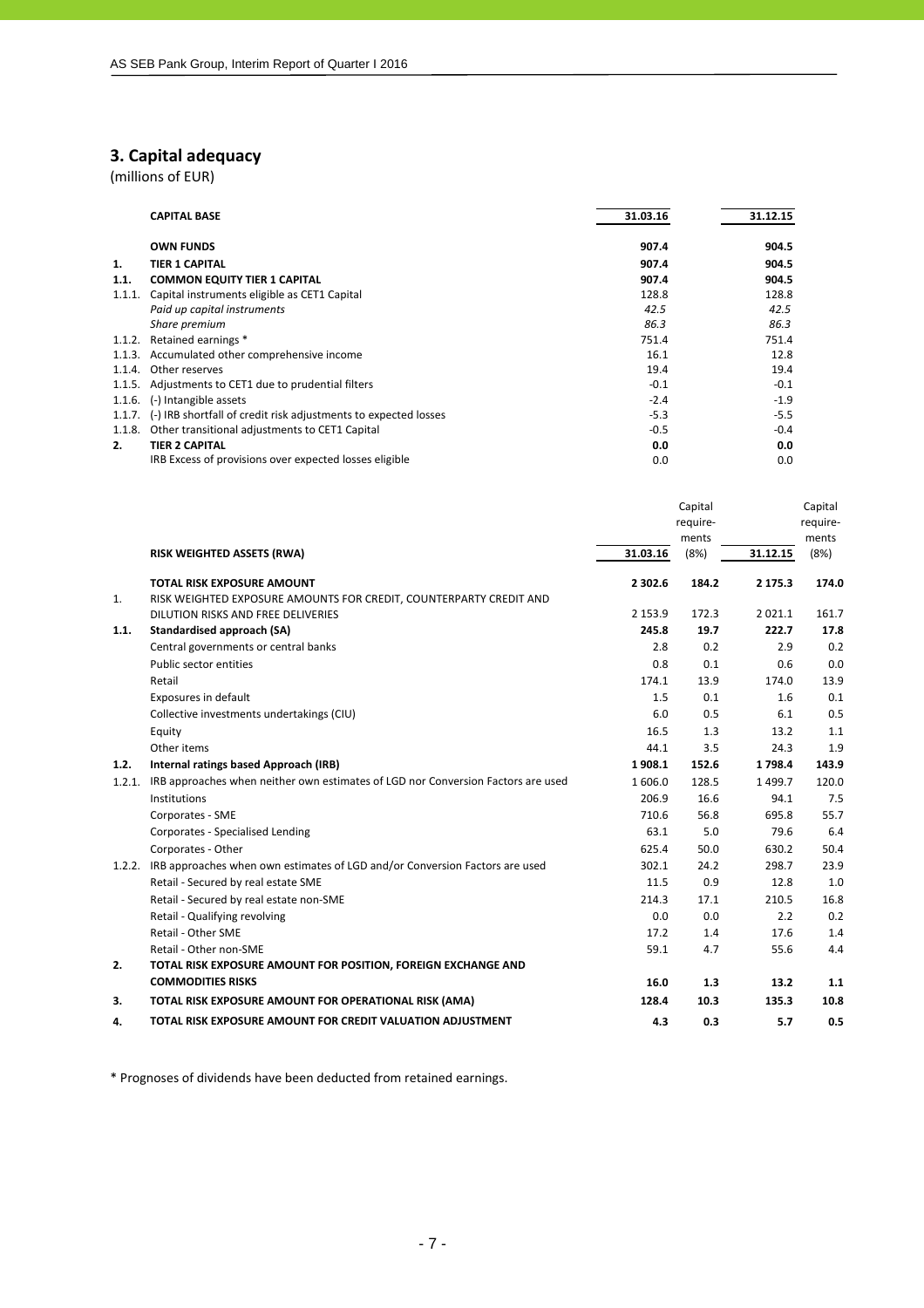## 3. Capital adequacy

(millions of EUR)

| | CAPITAL BASE | 31.03.16 | 31.12.15 |
|---|---|---|---|
| | **OWN FUNDS** | **907.4** | **904.5** |
| **1.** | **TIER 1 CAPITAL** | **907.4** | **904.5** |
| **1.1.** | **COMMON EQUITY TIER 1 CAPITAL** | **907.4** | **904.5** |
| 1.1.1. | Capital instruments eligible as CET1 Capital | 128.8 | 128.8 |
| | *Paid up capital instruments* | *42.5* | *42.5* |
| | *Share premium* | *86.3* | *86.3* |
| 1.1.2. | Retained earnings * | 751.4 | 751.4 |
| 1.1.3. | Accumulated other comprehensive income | 16.1 | 12.8 |
| 1.1.4. | Other reserves | 19.4 | 19.4 |
| 1.1.5. | Adjustments to CET1 due to prudential filters | -0.1 | -0.1 |
| 1.1.6. | (-) Intangible assets | -2.4 | -1.9 |
| 1.1.7. | (-) IRB shortfall of credit risk adjustments to expected losses | -5.3 | -5.5 |
| 1.1.8. | Other transitional adjustments to CET1 Capital | -0.5 | -0.4 |
| **2.** | **TIER 2 CAPITAL** | **0.0** | **0.0** |
| | IRB Excess of provisions over expected losses eligible | 0.0 | 0.0 |

| | RISK WEIGHTED ASSETS (RWA) | 31.03.16 | Capital require-ments (8%) | 31.12.15 | Capital require-ments (8%) |
|---|---|---|---|---|---|
| | **TOTAL RISK EXPOSURE AMOUNT** | **2 302.6** | **184.2** | **2 175.3** | **174.0** |
| 1. | RISK WEIGHTED EXPOSURE AMOUNTS FOR CREDIT, COUNTERPARTY CREDIT AND DILUTION RISKS AND FREE DELIVERIES | 2 153.9 | 172.3 | 2 021.1 | 161.7 |
| **1.1.** | **Standardised approach (SA)** | **245.8** | **19.7** | **222.7** | **17.8** |
| | Central governments or central banks | 2.8 | 0.2 | 2.9 | 0.2 |
| | Public sector entities | 0.8 | 0.1 | 0.6 | 0.0 |
| | Retail | 174.1 | 13.9 | 174.0 | 13.9 |
| | Exposures in default | 1.5 | 0.1 | 1.6 | 0.1 |
| | Collective investments undertakings (CIU) | 6.0 | 0.5 | 6.1 | 0.5 |
| | Equity | 16.5 | 1.3 | 13.2 | 1.1 |
| | Other items | 44.1 | 3.5 | 24.3 | 1.9 |
| **1.2.** | **Internal ratings based Approach (IRB)** | **1 908.1** | **152.6** | **1 798.4** | **143.9** |
| 1.2.1. | IRB approaches when neither own estimates of LGD nor Conversion Factors are used | 1 606.0 | 128.5 | 1 499.7 | 120.0 |
| | Institutions | 206.9 | 16.6 | 94.1 | 7.5 |
| | Corporates - SME | 710.6 | 56.8 | 695.8 | 55.7 |
| | Corporates - Specialised Lending | 63.1 | 5.0 | 79.6 | 6.4 |
| | Corporates - Other | 625.4 | 50.0 | 630.2 | 50.4 |
| 1.2.2. | IRB approaches when own estimates of LGD and/or Conversion Factors are used | 302.1 | 24.2 | 298.7 | 23.9 |
| | Retail - Secured by real estate SME | 11.5 | 0.9 | 12.8 | 1.0 |
| | Retail - Secured by real estate non-SME | 214.3 | 17.1 | 210.5 | 16.8 |
| | Retail - Qualifying revolving | 0.0 | 0.0 | 2.2 | 0.2 |
| | Retail - Other SME | 17.2 | 1.4 | 17.6 | 1.4 |
| | Retail - Other non-SME | 59.1 | 4.7 | 55.6 | 4.4 |
| **2.** | **TOTAL RISK EXPOSURE AMOUNT FOR POSITION, FOREIGN EXCHANGE AND COMMODITIES RISKS** | **16.0** | **1.3** | **13.2** | **1.1** |
| **3.** | **TOTAL RISK EXPOSURE AMOUNT FOR OPERATIONAL RISK (AMA)** | **128.4** | **10.3** | **135.3** | **10.8** |
| **4.** | **TOTAL RISK EXPOSURE AMOUNT FOR CREDIT VALUATION ADJUSTMENT** | **4.3** | **0.3** | **5.7** | **0.5** |

\* Prognoses of dividends have been deducted from retained earnings.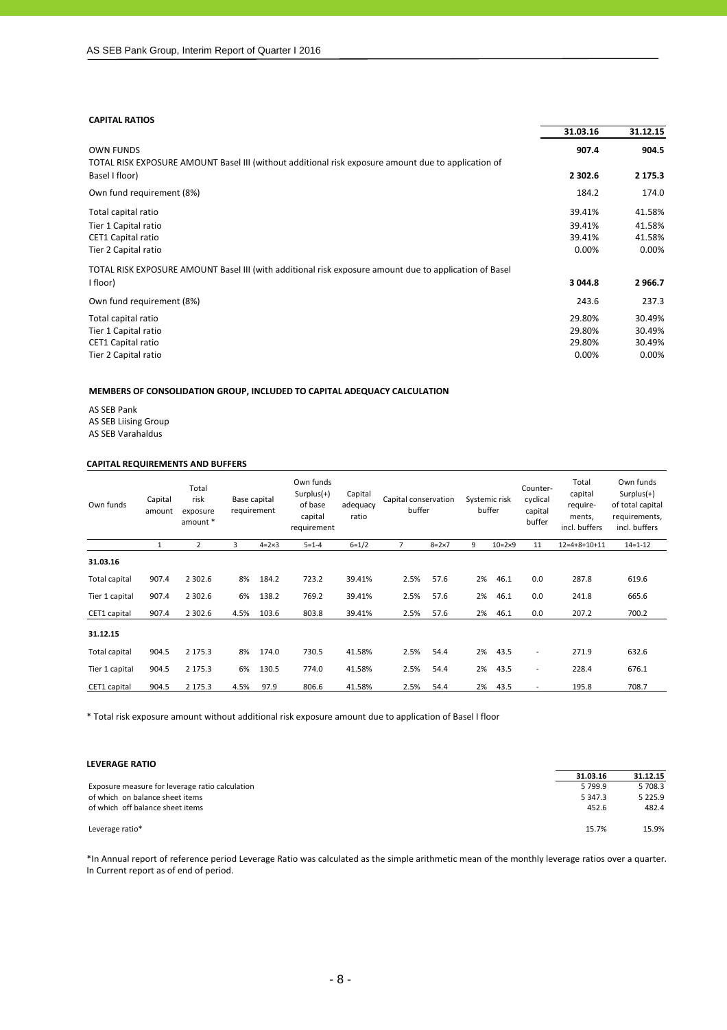### CAPITAL RATIOS

| | 31.03.16 | 31.12.15 |
|---|---|---|
| **OWN FUNDS** | **907.4** | **904.5** |
| TOTAL RISK EXPOSURE AMOUNT Basel III (without additional risk exposure amount due to application of Basel I floor) | **2 302.6** | **2 175.3** |
| Own fund requirement (8%) | 184.2 | 174.0 |
| Total capital ratio | 39.41% | 41.58% |
| Tier 1 Capital ratio | 39.41% | 41.58% |
| CET1 Capital ratio | 39.41% | 41.58% |
| Tier 2 Capital ratio | 0.00% | 0.00% |
| TOTAL RISK EXPOSURE AMOUNT Basel III (with additional risk exposure amount due to application of Basel I floor) | **3 044.8** | **2 966.7** |
| Own fund requirement (8%) | 243.6 | 237.3 |
| Total capital ratio | 29.80% | 30.49% |
| Tier 1 Capital ratio | 29.80% | 30.49% |
| CET1 Capital ratio | 29.80% | 30.49% |
| Tier 2 Capital ratio | 0.00% | 0.00% |

### MEMBERS OF CONSOLIDATION GROUP, INCLUDED TO CAPITAL ADEQUACY CALCULATION

AS SEB Pank
AS SEB Liising Group
AS SEB Varahaldus

### CAPITAL REQUIREMENTS AND BUFFERS

| Own funds | Capital amount | Total risk exposure amount * | Base capital requirement | | Own funds Surplus(+) of base capital requirement | Capital adequacy ratio | Capital conservation buffer | | Systemic risk buffer | | Counter-cyclical capital buffer | Total capital require-ments, incl. buffers | Own funds Surplus(+) of total capital requirements, incl. buffers |
|---|---|---|---|---|---|---|---|---|---|---|---|---|---|
| | 1 | 2 | 3 | 4=2×3 | 5=1-4 | 6=1/2 | 7 | 8=2×7 | 9 | 10=2×9 | 11 | 12=4+8+10+11 | 14=1-12 |
| **31.03.16** | | | | | | | | | | | | | |
| Total capital | 907.4 | 2 302.6 | 8% | 184.2 | 723.2 | 39.41% | 2.5% | 57.6 | 2% | 46.1 | 0.0 | 287.8 | 619.6 |
| Tier 1 capital | 907.4 | 2 302.6 | 6% | 138.2 | 769.2 | 39.41% | 2.5% | 57.6 | 2% | 46.1 | 0.0 | 241.8 | 665.6 |
| CET1 capital | 907.4 | 2 302.6 | 4.5% | 103.6 | 803.8 | 39.41% | 2.5% | 57.6 | 2% | 46.1 | 0.0 | 207.2 | 700.2 |
| **31.12.15** | | | | | | | | | | | | | |
| Total capital | 904.5 | 2 175.3 | 8% | 174.0 | 730.5 | 41.58% | 2.5% | 54.4 | 2% | 43.5 | - | 271.9 | 632.6 |
| Tier 1 capital | 904.5 | 2 175.3 | 6% | 130.5 | 774.0 | 41.58% | 2.5% | 54.4 | 2% | 43.5 | - | 228.4 | 676.1 |
| CET1 capital | 904.5 | 2 175.3 | 4.5% | 97.9 | 806.6 | 41.58% | 2.5% | 54.4 | 2% | 43.5 | - | 195.8 | 708.7 |

\* Total risk exposure amount without additional risk exposure amount due to application of Basel I floor

### LEVERAGE RATIO

| | 31.03.16 | 31.12.15 |
|---|---|---|
| Exposure measure for leverage ratio calculation | 5 799.9 | 5 708.3 |
| of which on balance sheet items | 5 347.3 | 5 225.9 |
| of which off balance sheet items | 452.6 | 482.4 |
| Leverage ratio* | 15.7% | 15.9% |

*In Annual report of reference period Leverage Ratio was calculated as the simple arithmetic mean of the monthly leverage ratios over a quarter. In Current report as of end of period.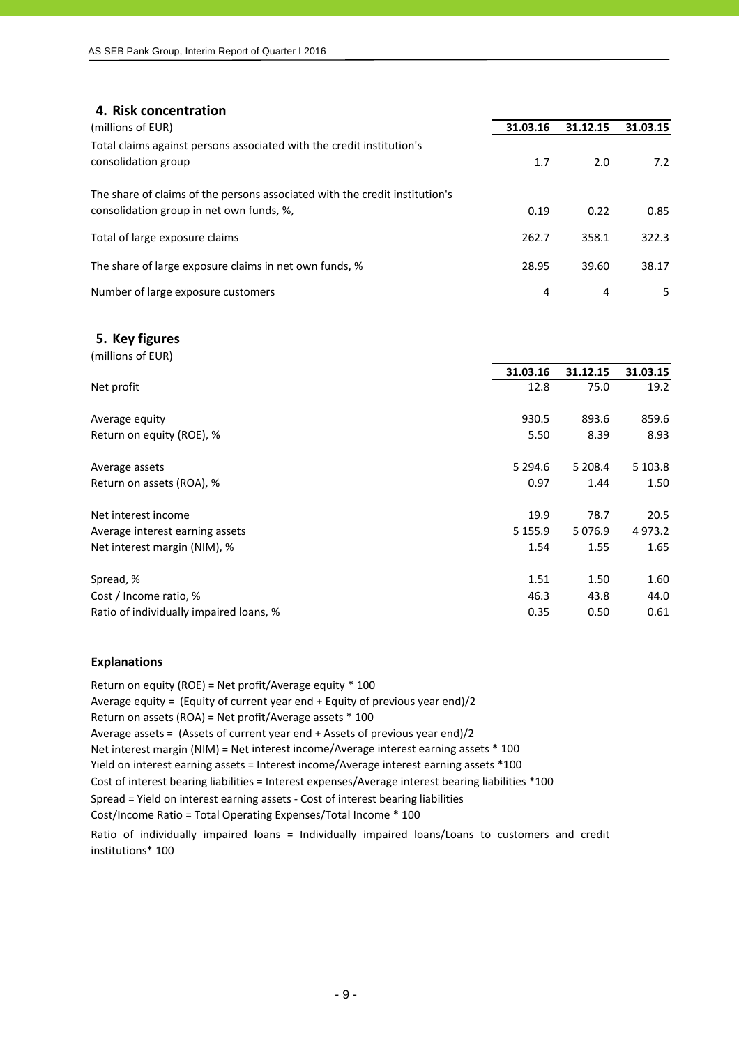## 4. Risk concentration

| (millions of EUR) | 31.03.16 | 31.12.15 | 31.03.15 |
|---|---|---|---|
| Total claims against persons associated with the credit institution's consolidation group | 1.7 | 2.0 | 7.2 |
| The share of claims of the persons associated with the credit institution's consolidation group in net own funds, %, | 0.19 | 0.22 | 0.85 |
| Total of large exposure claims | 262.7 | 358.1 | 322.3 |
| The share of large exposure claims in net own funds, % | 28.95 | 39.60 | 38.17 |
| Number of large exposure customers | 4 | 4 | 5 |

## 5. Key figures

(millions of EUR)

| | 31.03.16 | 31.12.15 | 31.03.15 |
|---|---|---|---|
| Net profit | 12.8 | 75.0 | 19.2 |
| Average equity | 930.5 | 893.6 | 859.6 |
| Return on equity (ROE), % | 5.50 | 8.39 | 8.93 |
| Average assets | 5 294.6 | 5 208.4 | 5 103.8 |
| Return on assets (ROA), % | 0.97 | 1.44 | 1.50 |
| Net interest income | 19.9 | 78.7 | 20.5 |
| Average interest earning assets | 5 155.9 | 5 076.9 | 4 973.2 |
| Net interest margin (NIM), % | 1.54 | 1.55 | 1.65 |
| Spread, % | 1.51 | 1.50 | 1.60 |
| Cost / Income ratio, % | 46.3 | 43.8 | 44.0 |
| Ratio of individually impaired loans, % | 0.35 | 0.50 | 0.61 |

### Explanations

Return on equity (ROE) = Net profit/Average equity * 100
Average equity = (Equity of current year end + Equity of previous year end)/2
Return on assets (ROA) = Net profit/Average assets * 100
Average assets = (Assets of current year end + Assets of previous year end)/2
Net interest margin (NIM) = Net interest income/Average interest earning assets * 100
Yield on interest earning assets = Interest income/Average interest earning assets *100
Cost of interest bearing liabilities = Interest expenses/Average interest bearing liabilities *100
Spread = Yield on interest earning assets - Cost of interest bearing liabilities
Cost/Income Ratio = Total Operating Expenses/Total Income * 100
Ratio of individually impaired loans = Individually impaired loans/Loans to customers and credit institutions* 100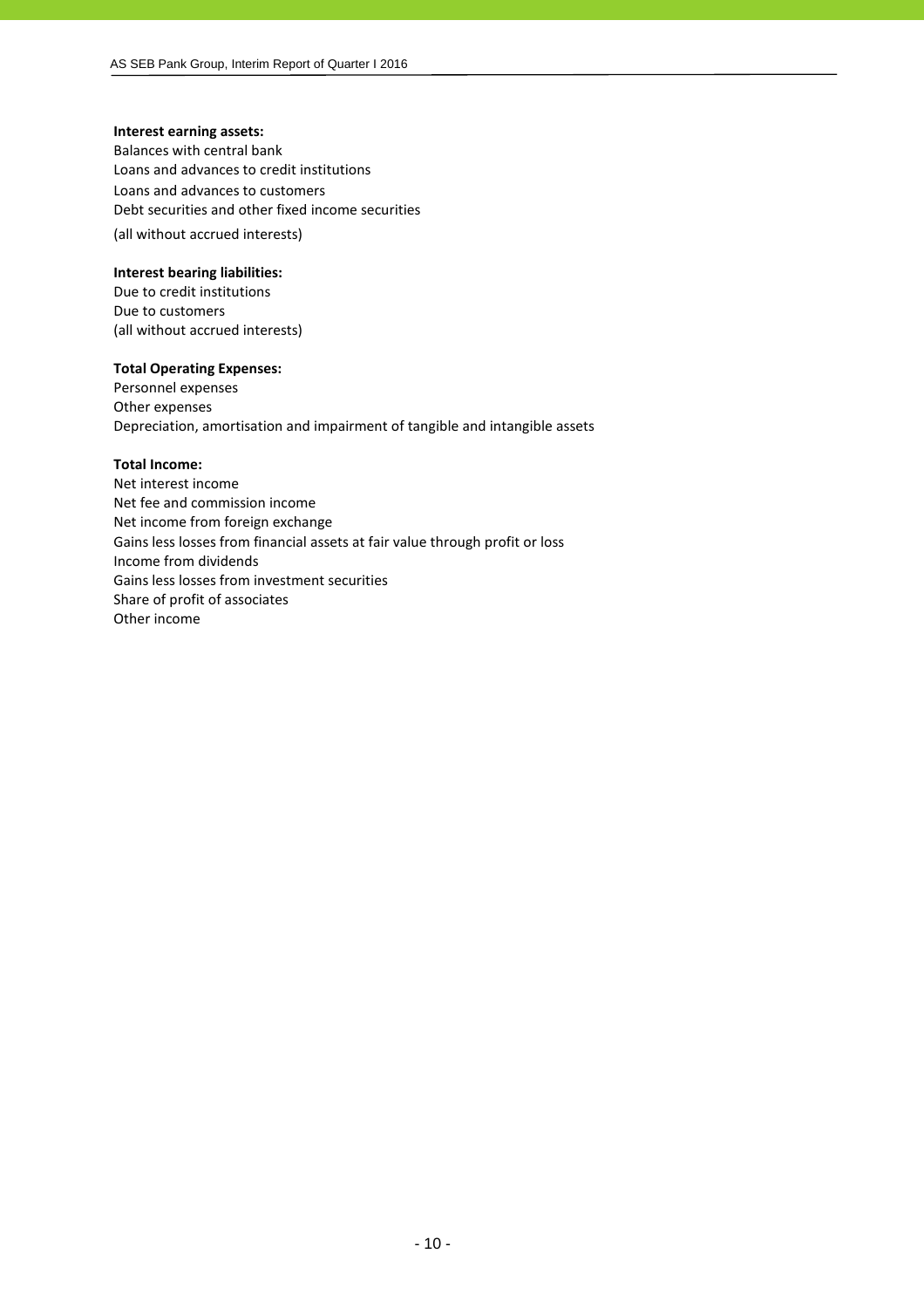**Interest earning assets:**
Balances with central bank
Loans and advances to credit institutions
Loans and advances to customers
Debt securities and other fixed income securities
(all without accrued interests)

**Interest bearing liabilities:**
Due to credit institutions
Due to customers
(all without accrued interests)

**Total Operating Expenses:**
Personnel expenses
Other expenses
Depreciation, amortisation and impairment of tangible and intangible assets

**Total Income:**
Net interest income
Net fee and commission income
Net income from foreign exchange
Gains less losses from financial assets at fair value through profit or loss
Income from dividends
Gains less losses from investment securities
Share of profit of associates
Other income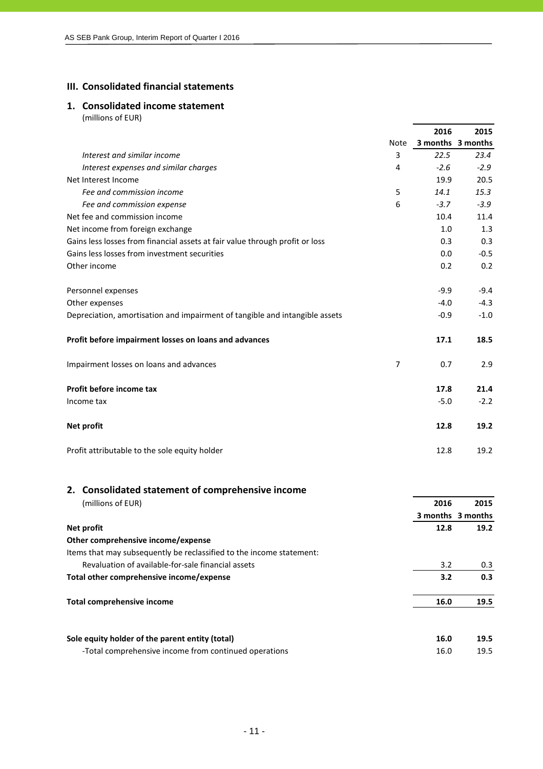## III. Consolidated financial statements

### 1. Consolidated income statement

(millions of EUR)

| | Note | 2016 3 months | 2015 3 months |
|---|---|---|---|
| *Interest and similar income* | 3 | *22.5* | *23.4* |
| *Interest expenses and similar charges* | 4 | *-2.6* | *-2.9* |
| Net Interest Income | | 19.9 | 20.5 |
| *Fee and commission income* | 5 | *14.1* | *15.3* |
| *Fee and commission expense* | 6 | *-3.7* | *-3.9* |
| Net fee and commission income | | 10.4 | 11.4 |
| Net income from foreign exchange | | 1.0 | 1.3 |
| Gains less losses from financial assets at fair value through profit or loss | | 0.3 | 0.3 |
| Gains less losses from investment securities | | 0.0 | -0.5 |
| Other income | | 0.2 | 0.2 |
| | | | |
| Personnel expenses | | -9.9 | -9.4 |
| Other expenses | | -4.0 | -4.3 |
| Depreciation, amortisation and impairment of tangible and intangible assets | | -0.9 | -1.0 |
| | | | |
| **Profit before impairment losses on loans and advances** | | **17.1** | **18.5** |
| | | | |
| Impairment losses on loans and advances | 7 | 0.7 | 2.9 |
| | | | |
| **Profit before income tax** | | **17.8** | **21.4** |
| Income tax | | -5.0 | -2.2 |
| | | | |
| **Net profit** | | **12.8** | **19.2** |
| | | | |
| Profit attributable to the sole equity holder | | 12.8 | 19.2 |

### 2. Consolidated statement of comprehensive income

(millions of EUR)

| | 2016 3 months | 2015 3 months |
|---|---|---|
| **Net profit** | **12.8** | **19.2** |
| **Other comprehensive income/expense** | | |
| Items that may subsequently be reclassified to the income statement: | | |
| Revaluation of available-for-sale financial assets | 3.2 | 0.3 |
| **Total other comprehensive income/expense** | **3.2** | **0.3** |
| | | |
| **Total comprehensive income** | **16.0** | **19.5** |
| | | |
| **Sole equity holder of the parent entity (total)** | **16.0** | **19.5** |
| -Total comprehensive income from continued operations | 16.0 | 19.5 |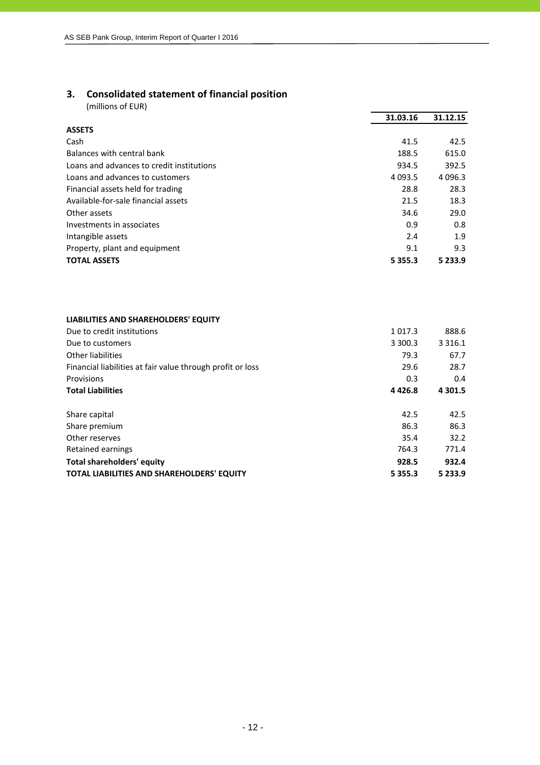## 3. Consolidated statement of financial position

(millions of EUR)

| | 31.03.16 | 31.12.15 |
|---|---|---|
| **ASSETS** | | |
| Cash | 41.5 | 42.5 |
| Balances with central bank | 188.5 | 615.0 |
| Loans and advances to credit institutions | 934.5 | 392.5 |
| Loans and advances to customers | 4 093.5 | 4 096.3 |
| Financial assets held for trading | 28.8 | 28.3 |
| Available-for-sale financial assets | 21.5 | 18.3 |
| Other assets | 34.6 | 29.0 |
| Investments in associates | 0.9 | 0.8 |
| Intangible assets | 2.4 | 1.9 |
| Property, plant and equipment | 9.1 | 9.3 |
| **TOTAL ASSETS** | **5 355.3** | **5 233.9** |
| | | |
| **LIABILITIES AND SHAREHOLDERS' EQUITY** | | |
| Due to credit institutions | 1 017.3 | 888.6 |
| Due to customers | 3 300.3 | 3 316.1 |
| Other liabilities | 79.3 | 67.7 |
| Financial liabilities at fair value through profit or loss | 29.6 | 28.7 |
| Provisions | 0.3 | 0.4 |
| **Total Liabilities** | **4 426.8** | **4 301.5** |
| | | |
| Share capital | 42.5 | 42.5 |
| Share premium | 86.3 | 86.3 |
| Other reserves | 35.4 | 32.2 |
| Retained earnings | 764.3 | 771.4 |
| **Total shareholders' equity** | **928.5** | **932.4** |
| **TOTAL LIABILITIES AND SHAREHOLDERS' EQUITY** | **5 355.3** | **5 233.9** |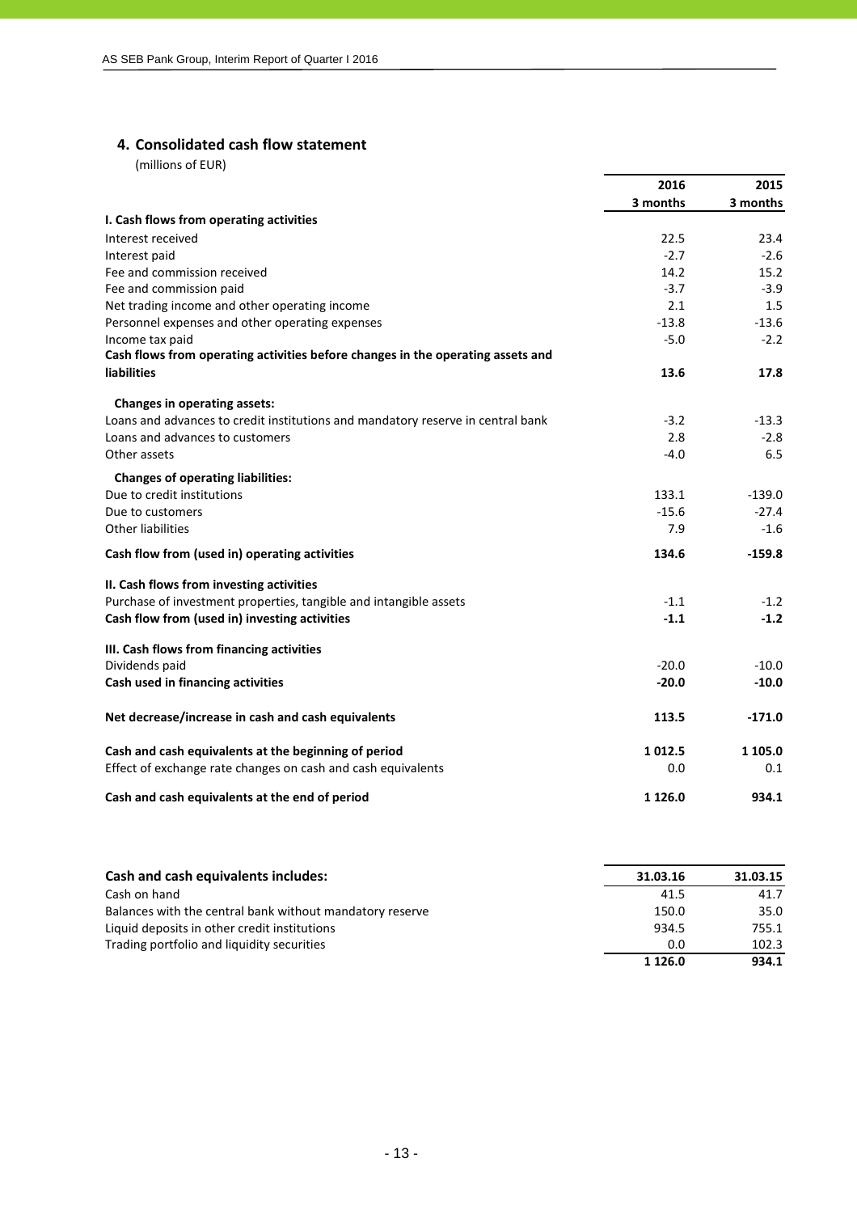## 4. Consolidated cash flow statement

(millions of EUR)

| | 2016<br>3 months | 2015<br>3 months |
|---|---|---|
| **I. Cash flows from operating activities** | | |
| Interest received | 22.5 | 23.4 |
| Interest paid | -2.7 | -2.6 |
| Fee and commission received | 14.2 | 15.2 |
| Fee and commission paid | -3.7 | -3.9 |
| Net trading income and other operating income | 2.1 | 1.5 |
| Personnel expenses and other operating expenses | -13.8 | -13.6 |
| Income tax paid | -5.0 | -2.2 |
| **Cash flows from operating activities before changes in the operating assets and liabilities** | **13.6** | **17.8** |
| **Changes in operating assets:** | | |
| Loans and advances to credit institutions and mandatory reserve in central bank | -3.2 | -13.3 |
| Loans and advances to customers | 2.8 | -2.8 |
| Other assets | -4.0 | 6.5 |
| **Changes of operating liabilities:** | | |
| Due to credit institutions | 133.1 | -139.0 |
| Due to customers | -15.6 | -27.4 |
| Other liabilities | 7.9 | -1.6 |
| **Cash flow from (used in) operating activities** | **134.6** | **-159.8** |
| **II. Cash flows from investing activities** | | |
| Purchase of investment properties, tangible and intangible assets | -1.1 | -1.2 |
| **Cash flow from (used in) investing activities** | **-1.1** | **-1.2** |
| **III. Cash flows from financing activities** | | |
| Dividends paid | -20.0 | -10.0 |
| **Cash used in financing activities** | **-20.0** | **-10.0** |
| **Net decrease/increase in cash and cash equivalents** | **113.5** | **-171.0** |
| **Cash and cash equivalents at the beginning of period** | **1 012.5** | **1 105.0** |
| Effect of exchange rate changes on cash and cash equivalents | 0.0 | 0.1 |
| **Cash and cash equivalents at the end of period** | **1 126.0** | **934.1** |

| **Cash and cash equivalents includes:** | 31.03.16 | 31.03.15 |
|---|---|---|
| Cash on hand | 41.5 | 41.7 |
| Balances with the central bank without mandatory reserve | 150.0 | 35.0 |
| Liquid deposits in other credit institutions | 934.5 | 755.1 |
| Trading portfolio and liquidity securities | 0.0 | 102.3 |
| | **1 126.0** | **934.1** |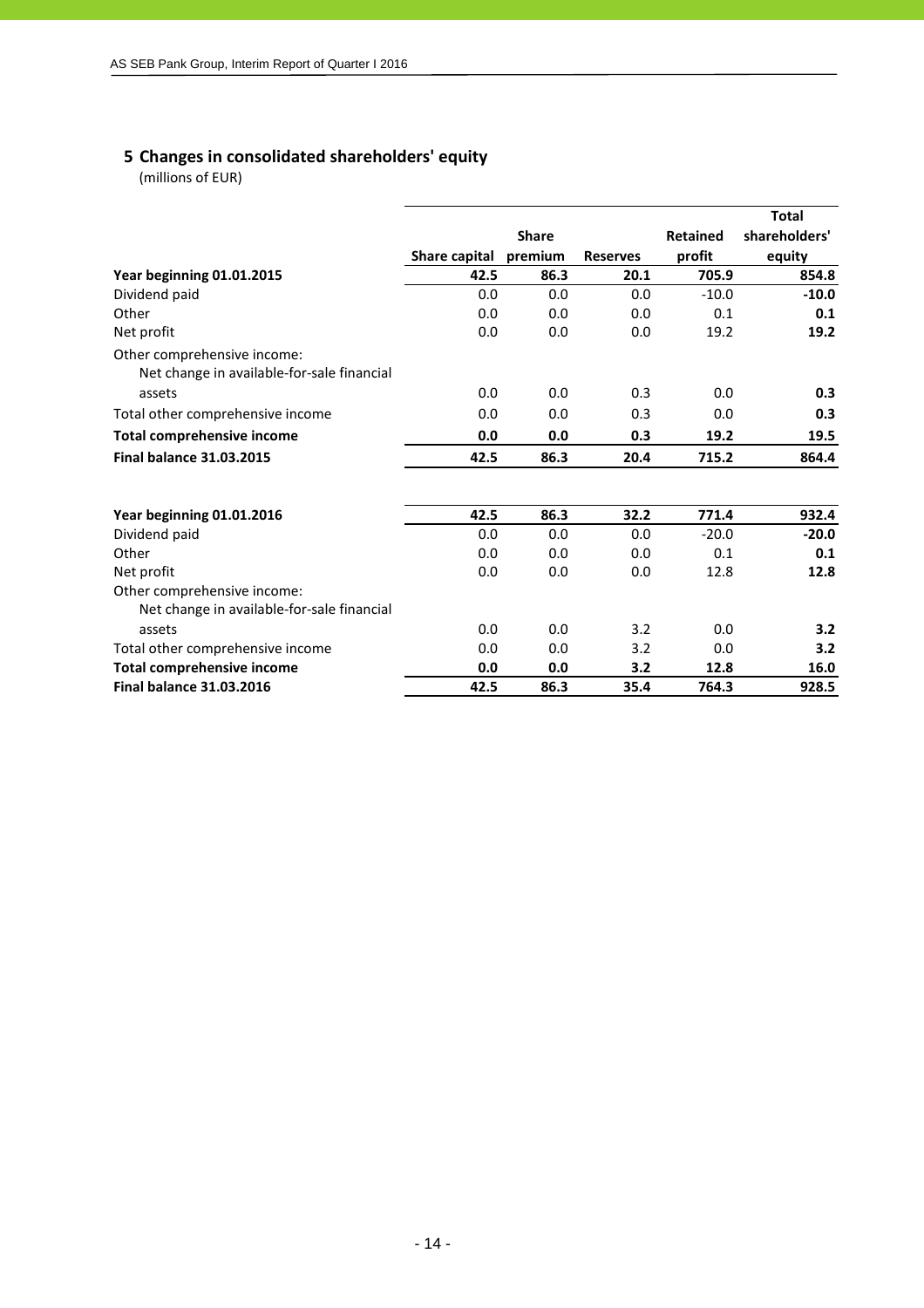## 5 Changes in consolidated shareholders' equity

(millions of EUR)

| | Share capital | Share premium | Reserves | Retained profit | Total shareholders' equity |
|---|---|---|---|---|---|
| **Year beginning 01.01.2015** | **42.5** | **86.3** | **20.1** | **705.9** | **854.8** |
| Dividend paid | 0.0 | 0.0 | 0.0 | -10.0 | **-10.0** |
| Other | 0.0 | 0.0 | 0.0 | 0.1 | **0.1** |
| Net profit | 0.0 | 0.0 | 0.0 | 19.2 | **19.2** |
| Other comprehensive income: | | | | | |
| Net change in available-for-sale financial assets | 0.0 | 0.0 | 0.3 | 0.0 | **0.3** |
| Total other comprehensive income | 0.0 | 0.0 | 0.3 | 0.0 | **0.3** |
| **Total comprehensive income** | **0.0** | **0.0** | **0.3** | **19.2** | **19.5** |
| **Final balance 31.03.2015** | **42.5** | **86.3** | **20.4** | **715.2** | **864.4** |
| | | | | | |
| **Year beginning 01.01.2016** | **42.5** | **86.3** | **32.2** | **771.4** | **932.4** |
| Dividend paid | 0.0 | 0.0 | 0.0 | -20.0 | **-20.0** |
| Other | 0.0 | 0.0 | 0.0 | 0.1 | **0.1** |
| Net profit | 0.0 | 0.0 | 0.0 | 12.8 | **12.8** |
| Other comprehensive income: | | | | | |
| Net change in available-for-sale financial assets | 0.0 | 0.0 | 3.2 | 0.0 | **3.2** |
| Total other comprehensive income | 0.0 | 0.0 | 3.2 | 0.0 | **3.2** |
| **Total comprehensive income** | **0.0** | **0.0** | **3.2** | **12.8** | **16.0** |
| **Final balance 31.03.2016** | **42.5** | **86.3** | **35.4** | **764.3** | **928.5** |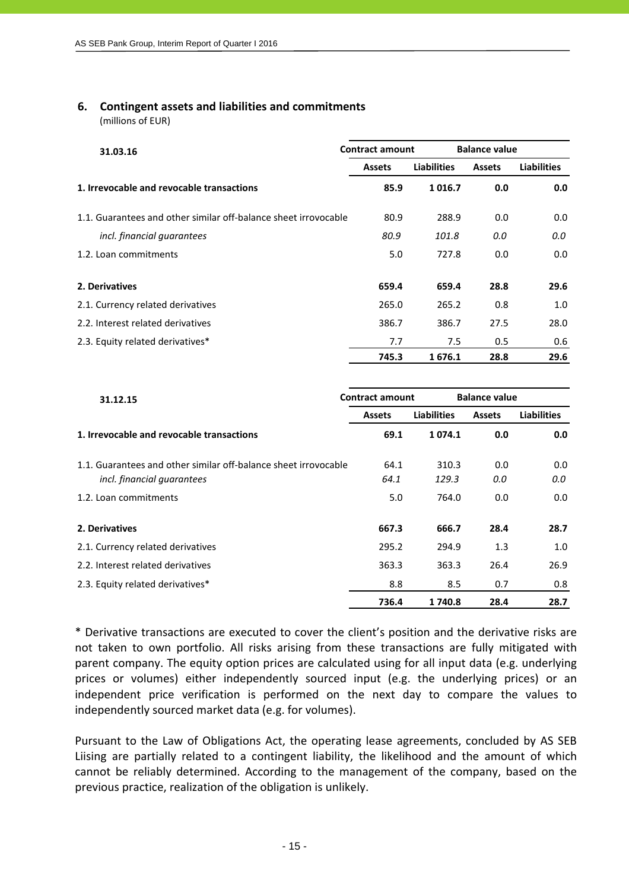## 6. Contingent assets and liabilities and commitments

(millions of EUR)

| 31.03.16 | Contract amount | | Balance value | |
|---|---|---|---|---|
| | Assets | Liabilities | Assets | Liabilities |
| **1. Irrevocable and revocable transactions** | **85.9** | **1 016.7** | **0.0** | **0.0** |
| 1.1. Guarantees and other similar off-balance sheet irrevocable | 80.9 | 288.9 | 0.0 | 0.0 |
| *incl. financial guarantees* | *80.9* | *101.8* | *0.0* | *0.0* |
| 1.2. Loan commitments | 5.0 | 727.8 | 0.0 | 0.0 |
| **2. Derivatives** | **659.4** | **659.4** | **28.8** | **29.6** |
| 2.1. Currency related derivatives | 265.0 | 265.2 | 0.8 | 1.0 |
| 2.2. Interest related derivatives | 386.7 | 386.7 | 27.5 | 28.0 |
| 2.3. Equity related derivatives* | 7.7 | 7.5 | 0.5 | 0.6 |
| | **745.3** | **1 676.1** | **28.8** | **29.6** |

| 31.12.15 | Contract amount | | Balance value | |
|---|---|---|---|---|
| | Assets | Liabilities | Assets | Liabilities |
| **1. Irrevocable and revocable transactions** | **69.1** | **1 074.1** | **0.0** | **0.0** |
| 1.1. Guarantees and other similar off-balance sheet irrevocable | 64.1 | 310.3 | 0.0 | 0.0 |
| *incl. financial guarantees* | *64.1* | *129.3* | *0.0* | *0.0* |
| 1.2. Loan commitments | 5.0 | 764.0 | 0.0 | 0.0 |
| **2. Derivatives** | **667.3** | **666.7** | **28.4** | **28.7** |
| 2.1. Currency related derivatives | 295.2 | 294.9 | 1.3 | 1.0 |
| 2.2. Interest related derivatives | 363.3 | 363.3 | 26.4 | 26.9 |
| 2.3. Equity related derivatives* | 8.8 | 8.5 | 0.7 | 0.8 |
| | **736.4** | **1 740.8** | **28.4** | **28.7** |

* Derivative transactions are executed to cover the client's position and the derivative risks are not taken to own portfolio. All risks arising from these transactions are fully mitigated with parent company. The equity option prices are calculated using for all input data (e.g. underlying prices or volumes) either independently sourced input (e.g. the underlying prices) or an independent price verification is performed on the next day to compare the values to independently sourced market data (e.g. for volumes).

Pursuant to the Law of Obligations Act, the operating lease agreements, concluded by AS SEB Liising are partially related to a contingent liability, the likelihood and the amount of which cannot be reliably determined. According to the management of the company, based on the previous practice, realization of the obligation is unlikely.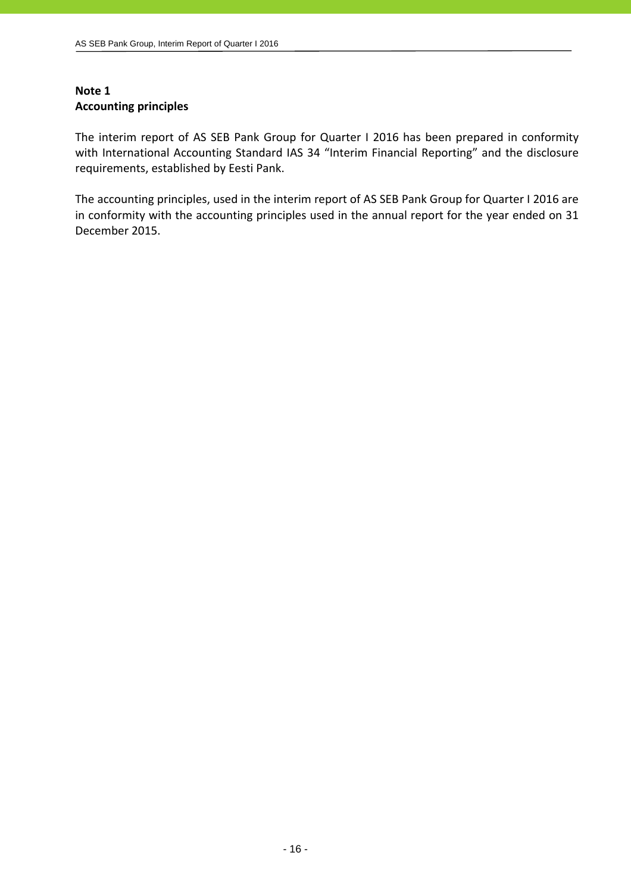**Note 1**
**Accounting principles**

The interim report of AS SEB Pank Group for Quarter I 2016 has been prepared in conformity with International Accounting Standard IAS 34 "Interim Financial Reporting" and the disclosure requirements, established by Eesti Pank.

The accounting principles, used in the interim report of AS SEB Pank Group for Quarter I 2016 are in conformity with the accounting principles used in the annual report for the year ended on 31 December 2015.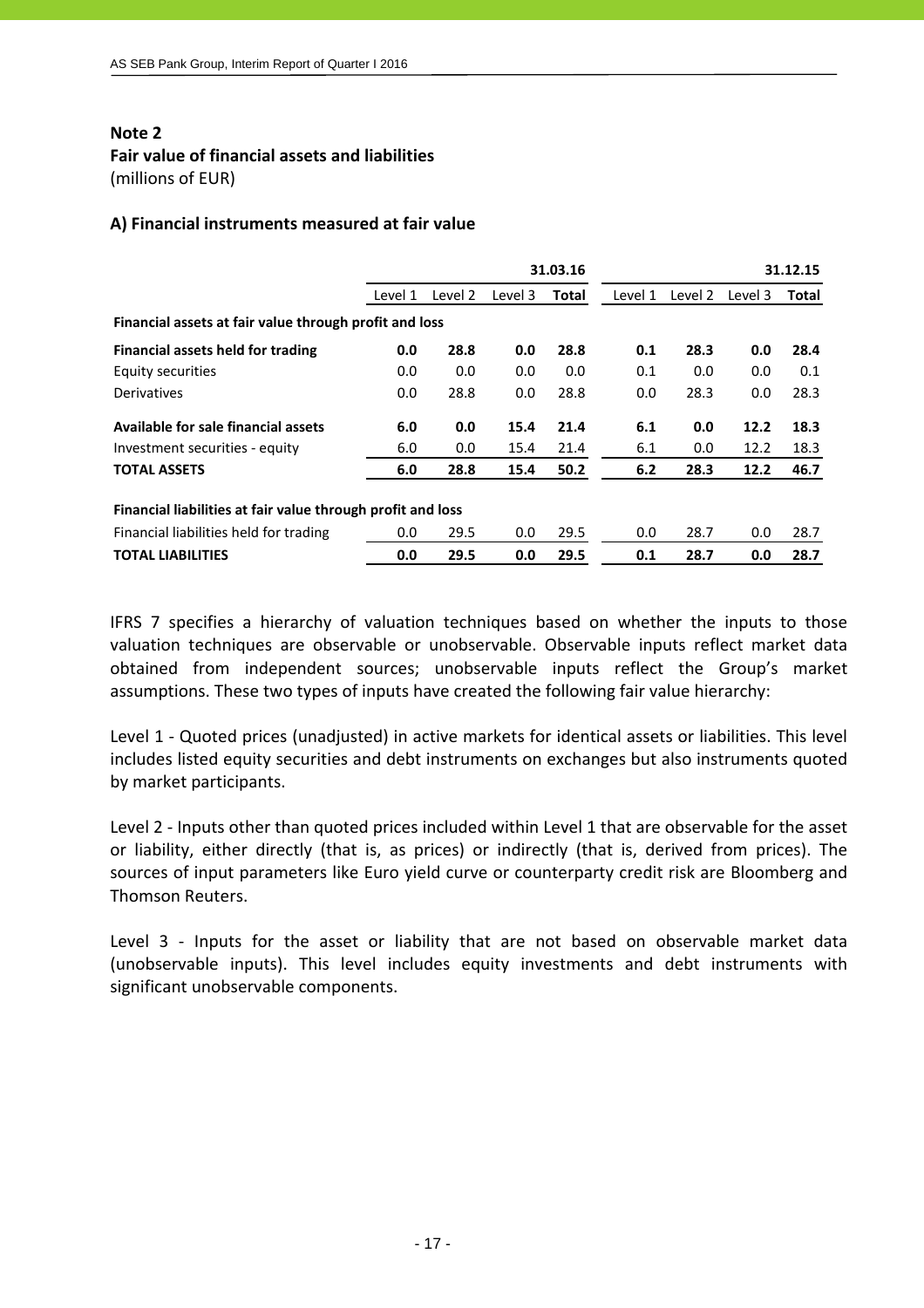**Note 2**
**Fair value of financial assets and liabilities**
(millions of EUR)

**A) Financial instruments measured at fair value**

| | | | | 31.03.16 | | | | 31.12.15 |
|---|---|---|---|---|---|---|---|---|
| | Level 1 | Level 2 | Level 3 | **Total** | Level 1 | Level 2 | Level 3 | **Total** |
| **Financial assets at fair value through profit and loss** | | | | | | | | |
| **Financial assets held for trading** | **0.0** | **28.8** | **0.0** | **28.8** | **0.1** | **28.3** | **0.0** | **28.4** |
| Equity securities | 0.0 | 0.0 | 0.0 | 0.0 | 0.1 | 0.0 | 0.0 | 0.1 |
| Derivatives | 0.0 | 28.8 | 0.0 | 28.8 | 0.0 | 28.3 | 0.0 | 28.3 |
| **Available for sale financial assets** | **6.0** | **0.0** | **15.4** | **21.4** | **6.1** | **0.0** | **12.2** | **18.3** |
| Investment securities - equity | 6.0 | 0.0 | 15.4 | 21.4 | 6.1 | 0.0 | 12.2 | 18.3 |
| **TOTAL ASSETS** | **6.0** | **28.8** | **15.4** | **50.2** | **6.2** | **28.3** | **12.2** | **46.7** |
| **Financial liabilities at fair value through profit and loss** | | | | | | | | |
| Financial liabilities held for trading | 0.0 | 29.5 | 0.0 | 29.5 | 0.0 | 28.7 | 0.0 | 28.7 |
| **TOTAL LIABILITIES** | **0.0** | **29.5** | **0.0** | **29.5** | **0.1** | **28.7** | **0.0** | **28.7** |

IFRS 7 specifies a hierarchy of valuation techniques based on whether the inputs to those valuation techniques are observable or unobservable. Observable inputs reflect market data obtained from independent sources; unobservable inputs reflect the Group's market assumptions. These two types of inputs have created the following fair value hierarchy:

Level 1 - Quoted prices (unadjusted) in active markets for identical assets or liabilities. This level includes listed equity securities and debt instruments on exchanges but also instruments quoted by market participants.

Level 2 - Inputs other than quoted prices included within Level 1 that are observable for the asset or liability, either directly (that is, as prices) or indirectly (that is, derived from prices). The sources of input parameters like Euro yield curve or counterparty credit risk are Bloomberg and Thomson Reuters.

Level 3 - Inputs for the asset or liability that are not based on observable market data (unobservable inputs). This level includes equity investments and debt instruments with significant unobservable components.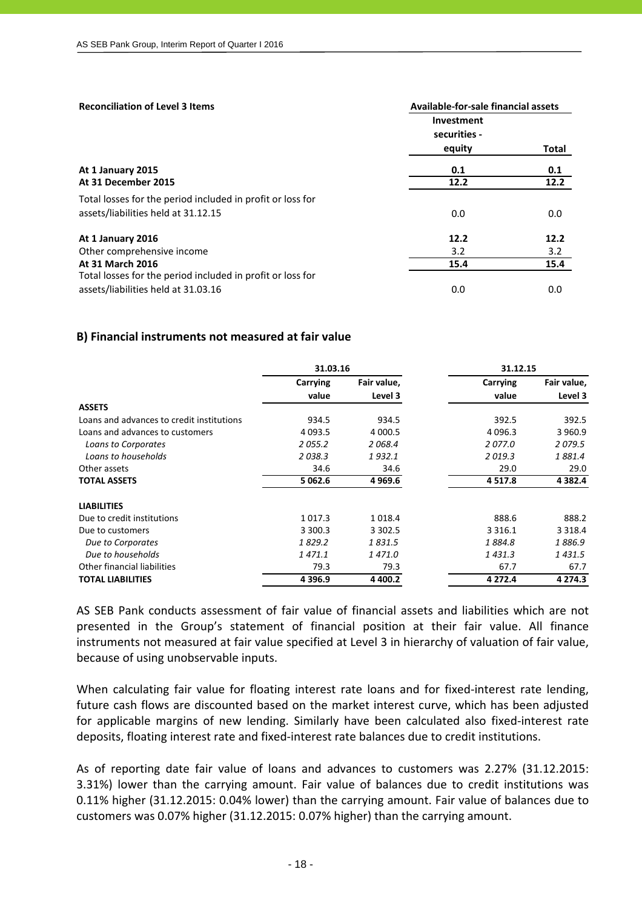**Reconciliation of Level 3 Items**

| | Available-for-sale financial assets | |
|---|---|---|
| | Investment securities - equity | Total |
| **At 1 January 2015** | **0.1** | **0.1** |
| **At 31 December 2015** | **12.2** | **12.2** |
| Total losses for the period included in profit or loss for assets/liabilities held at 31.12.15 | 0.0 | 0.0 |
| **At 1 January 2016** | **12.2** | **12.2** |
| Other comprehensive income | 3.2 | 3.2 |
| **At 31 March 2016** | **15.4** | **15.4** |
| Total losses for the period included in profit or loss for assets/liabilities held at 31.03.16 | 0.0 | 0.0 |

## B) Financial instruments not measured at fair value

| | 31.03.16 | | 31.12.15 | |
|---|---|---|---|---|
| | Carrying value | Fair value, Level 3 | Carrying value | Fair value, Level 3 |
| **ASSETS** | | | | |
| Loans and advances to credit institutions | 934.5 | 934.5 | 392.5 | 392.5 |
| Loans and advances to customers | 4 093.5 | 4 000.5 | 4 096.3 | 3 960.9 |
| *Loans to Corporates* | *2 055.2* | *2 068.4* | *2 077.0* | *2 079.5* |
| *Loans to households* | *2 038.3* | *1 932.1* | *2 019.3* | *1 881.4* |
| Other assets | 34.6 | 34.6 | 29.0 | 29.0 |
| **TOTAL ASSETS** | **5 062.6** | **4 969.6** | **4 517.8** | **4 382.4** |
| | | | | |
| **LIABILITIES** | | | | |
| Due to credit institutions | 1 017.3 | 1 018.4 | 888.6 | 888.2 |
| Due to customers | 3 300.3 | 3 302.5 | 3 316.1 | 3 318.4 |
| *Due to Corporates* | *1 829.2* | *1 831.5* | *1 884.8* | *1 886.9* |
| *Due to households* | *1 471.1* | *1 471.0* | *1 431.3* | *1 431.5* |
| Other financial liabilities | 79.3 | 79.3 | 67.7 | 67.7 |
| **TOTAL LIABILITIES** | **4 396.9** | **4 400.2** | **4 272.4** | **4 274.3** |

AS SEB Pank conducts assessment of fair value of financial assets and liabilities which are not presented in the Group's statement of financial position at their fair value. All finance instruments not measured at fair value specified at Level 3 in hierarchy of valuation of fair value, because of using unobservable inputs.

When calculating fair value for floating interest rate loans and for fixed-interest rate lending, future cash flows are discounted based on the market interest curve, which has been adjusted for applicable margins of new lending. Similarly have been calculated also fixed-interest rate deposits, floating interest rate and fixed-interest rate balances due to credit institutions.

As of reporting date fair value of loans and advances to customers was 2.27% (31.12.2015: 3.31%) lower than the carrying amount. Fair value of balances due to credit institutions was 0.11% higher (31.12.2015: 0.04% lower) than the carrying amount. Fair value of balances due to customers was 0.07% higher (31.12.2015: 0.07% higher) than the carrying amount.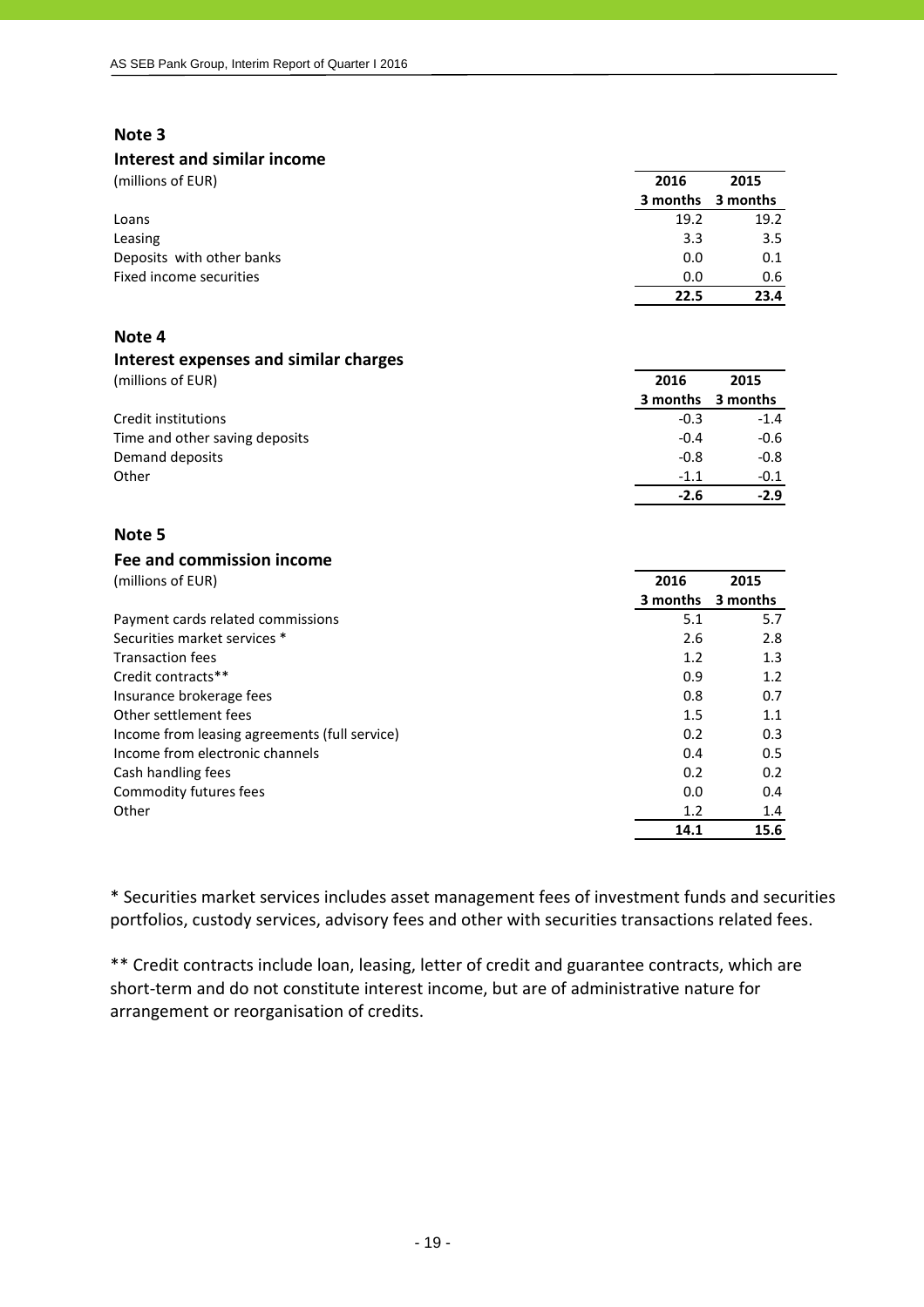## Note 3

### Interest and similar income

| (millions of EUR) | 2016<br>3 months | 2015<br>3 months |
|---|---|---|
| Loans | 19.2 | 19.2 |
| Leasing | 3.3 | 3.5 |
| Deposits with other banks | 0.0 | 0.1 |
| Fixed income securities | 0.0 | 0.6 |
| | **22.5** | **23.4** |

## Note 4

### Interest expenses and similar charges

| (millions of EUR) | 2016<br>3 months | 2015<br>3 months |
|---|---|---|
| Credit institutions | -0.3 | -1.4 |
| Time and other saving deposits | -0.4 | -0.6 |
| Demand deposits | -0.8 | -0.8 |
| Other | -1.1 | -0.1 |
| | **-2.6** | **-2.9** |

## Note 5

### Fee and commission income

| (millions of EUR) | 2016<br>3 months | 2015<br>3 months |
|---|---|---|
| Payment cards related commissions | 5.1 | 5.7 |
| Securities market services * | 2.6 | 2.8 |
| Transaction fees | 1.2 | 1.3 |
| Credit contracts** | 0.9 | 1.2 |
| Insurance brokerage fees | 0.8 | 0.7 |
| Other settlement fees | 1.5 | 1.1 |
| Income from leasing agreements (full service) | 0.2 | 0.3 |
| Income from electronic channels | 0.4 | 0.5 |
| Cash handling fees | 0.2 | 0.2 |
| Commodity futures fees | 0.0 | 0.4 |
| Other | 1.2 | 1.4 |
| | **14.1** | **15.6** |

* Securities market services includes asset management fees of investment funds and securities portfolios, custody services, advisory fees and other with securities transactions related fees.

** Credit contracts include loan, leasing, letter of credit and guarantee contracts, which are short-term and do not constitute interest income, but are of administrative nature for arrangement or reorganisation of credits.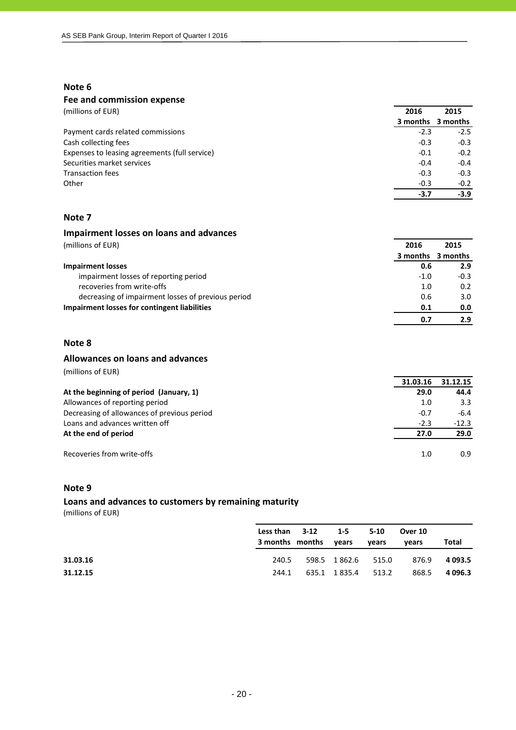## Note 6

### Fee and commission expense

(millions of EUR)

| | 2016 3 months | 2015 3 months |
|---|---|---|
| Payment cards related commissions | -2.3 | -2.5 |
| Cash collecting fees | -0.3 | -0.3 |
| Expenses to leasing agreements (full service) | -0.1 | -0.2 |
| Securities market services | -0.4 | -0.4 |
| Transaction fees | -0.3 | -0.3 |
| Other | -0.3 | -0.2 |
| | **-3.7** | **-3.9** |

## Note 7

### Impairment losses on loans and advances

(millions of EUR)

| | 2016 3 months | 2015 3 months |
|---|---|---|
| **Impairment losses** | **0.6** | **2.9** |
| impairment losses of reporting period | -1.0 | -0.3 |
| recoveries from write-offs | 1.0 | 0.2 |
| decreasing of impairment losses of previous period | 0.6 | 3.0 |
| **Impairment losses for contingent liabilities** | **0.1** | **0.0** |
| | **0.7** | **2.9** |

## Note 8

### Allowances on loans and advances

(millions of EUR)

| | 31.03.16 | 31.12.15 |
|---|---|---|
| **At the beginning of period (January, 1)** | **29.0** | **44.4** |
| Allowances of reporting period | 1.0 | 3.3 |
| Decreasing of allowances of previous period | -0.7 | -6.4 |
| Loans and advances written off | -2.3 | -12.3 |
| **At the end of period** | **27.0** | **29.0** |
| | | |
| Recoveries from write-offs | 1.0 | 0.9 |

## Note 9

### Loans and advances to customers by remaining maturity

(millions of EUR)

| | Less than 3 months | 3-12 months | 1-5 years | 5-10 years | Over 10 years | Total |
|---|---|---|---|---|---|---|
| **31.03.16** | 240.5 | 598.5 | 1 862.6 | 515.0 | 876.9 | **4 093.5** |
| **31.12.15** | 244.1 | 635.1 | 1 835.4 | 513.2 | 868.5 | **4 096.3** |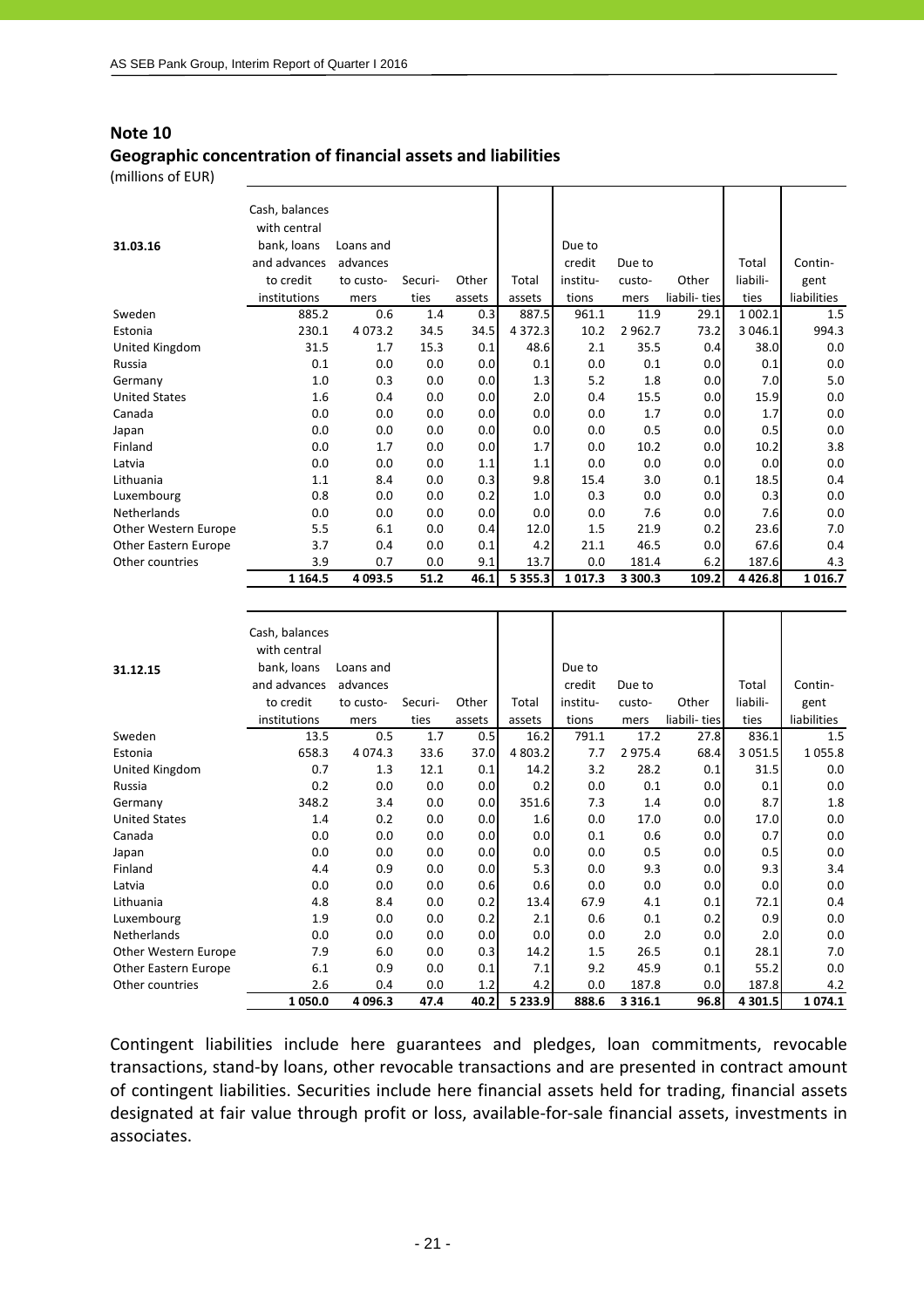## Note 10

### Geographic concentration of financial assets and liabilities

(millions of EUR)

| 31.03.16 | Cash, balances with central bank, loans and advances to credit institutions | Loans and advances to customers | Securities | Other assets | Total assets | Due to credit institutions | Due to customers | Other liabilities | Total liabilities | Contingent liabilities |
|---|---|---|---|---|---|---|---|---|---|---|
| Sweden | 885.2 | 0.6 | 1.4 | 0.3 | 887.5 | 961.1 | 11.9 | 29.1 | 1 002.1 | 1.5 |
| Estonia | 230.1 | 4 073.2 | 34.5 | 34.5 | 4 372.3 | 10.2 | 2 962.7 | 73.2 | 3 046.1 | 994.3 |
| United Kingdom | 31.5 | 1.7 | 15.3 | 0.1 | 48.6 | 2.1 | 35.5 | 0.4 | 38.0 | 0.0 |
| Russia | 0.1 | 0.0 | 0.0 | 0.0 | 0.1 | 0.0 | 0.1 | 0.0 | 0.1 | 0.0 |
| Germany | 1.0 | 0.3 | 0.0 | 0.0 | 1.3 | 5.2 | 1.8 | 0.0 | 7.0 | 5.0 |
| United States | 1.6 | 0.4 | 0.0 | 0.0 | 2.0 | 0.4 | 15.5 | 0.0 | 15.9 | 0.0 |
| Canada | 0.0 | 0.0 | 0.0 | 0.0 | 0.0 | 0.0 | 1.7 | 0.0 | 1.7 | 0.0 |
| Japan | 0.0 | 0.0 | 0.0 | 0.0 | 0.0 | 0.0 | 0.5 | 0.0 | 0.5 | 0.0 |
| Finland | 0.0 | 1.7 | 0.0 | 0.0 | 1.7 | 0.0 | 10.2 | 0.0 | 10.2 | 3.8 |
| Latvia | 0.0 | 0.0 | 0.0 | 1.1 | 1.1 | 0.0 | 0.0 | 0.0 | 0.0 | 0.0 |
| Lithuania | 1.1 | 8.4 | 0.0 | 0.3 | 9.8 | 15.4 | 3.0 | 0.1 | 18.5 | 0.4 |
| Luxembourg | 0.8 | 0.0 | 0.0 | 0.2 | 1.0 | 0.3 | 0.0 | 0.0 | 0.3 | 0.0 |
| Netherlands | 0.0 | 0.0 | 0.0 | 0.0 | 0.0 | 0.0 | 7.6 | 0.0 | 7.6 | 0.0 |
| Other Western Europe | 5.5 | 6.1 | 0.0 | 0.4 | 12.0 | 1.5 | 21.9 | 0.2 | 23.6 | 7.0 |
| Other Eastern Europe | 3.7 | 0.4 | 0.0 | 0.1 | 4.2 | 21.1 | 46.5 | 0.0 | 67.6 | 0.4 |
| Other countries | 3.9 | 0.7 | 0.0 | 9.1 | 13.7 | 0.0 | 181.4 | 6.2 | 187.6 | 4.3 |
| | **1 164.5** | **4 093.5** | **51.2** | **46.1** | **5 355.3** | **1 017.3** | **3 300.3** | **109.2** | **4 426.8** | **1 016.7** |

| 31.12.15 | Cash, balances with central bank, loans and advances to credit institutions | Loans and advances to customers | Securities | Other assets | Total assets | Due to credit institutions | Due to customers | Other liabilities | Total liabilities | Contingent liabilities |
|---|---|---|---|---|---|---|---|---|---|---|
| Sweden | 13.5 | 0.5 | 1.7 | 0.5 | 16.2 | 791.1 | 17.2 | 27.8 | 836.1 | 1.5 |
| Estonia | 658.3 | 4 074.3 | 33.6 | 37.0 | 4 803.2 | 7.7 | 2 975.4 | 68.4 | 3 051.5 | 1 055.8 |
| United Kingdom | 0.7 | 1.3 | 12.1 | 0.1 | 14.2 | 3.2 | 28.2 | 0.1 | 31.5 | 0.0 |
| Russia | 0.2 | 0.0 | 0.0 | 0.0 | 0.2 | 0.0 | 0.1 | 0.0 | 0.1 | 0.0 |
| Germany | 348.2 | 3.4 | 0.0 | 0.0 | 351.6 | 7.3 | 1.4 | 0.0 | 8.7 | 1.8 |
| United States | 1.4 | 0.2 | 0.0 | 0.0 | 1.6 | 0.0 | 17.0 | 0.0 | 17.0 | 0.0 |
| Canada | 0.0 | 0.0 | 0.0 | 0.0 | 0.0 | 0.1 | 0.6 | 0.0 | 0.7 | 0.0 |
| Japan | 0.0 | 0.0 | 0.0 | 0.0 | 0.0 | 0.0 | 0.5 | 0.0 | 0.5 | 0.0 |
| Finland | 4.4 | 0.9 | 0.0 | 0.0 | 5.3 | 0.0 | 9.3 | 0.0 | 9.3 | 3.4 |
| Latvia | 0.0 | 0.0 | 0.0 | 0.6 | 0.6 | 0.0 | 0.0 | 0.0 | 0.0 | 0.0 |
| Lithuania | 4.8 | 8.4 | 0.0 | 0.2 | 13.4 | 67.9 | 4.1 | 0.1 | 72.1 | 0.4 |
| Luxembourg | 1.9 | 0.0 | 0.0 | 0.2 | 2.1 | 0.6 | 0.1 | 0.2 | 0.9 | 0.0 |
| Netherlands | 0.0 | 0.0 | 0.0 | 0.0 | 0.0 | 0.0 | 2.0 | 0.0 | 2.0 | 0.0 |
| Other Western Europe | 7.9 | 6.0 | 0.0 | 0.3 | 14.2 | 1.5 | 26.5 | 0.1 | 28.1 | 7.0 |
| Other Eastern Europe | 6.1 | 0.9 | 0.0 | 0.1 | 7.1 | 9.2 | 45.9 | 0.1 | 55.2 | 0.0 |
| Other countries | 2.6 | 0.4 | 0.0 | 1.2 | 4.2 | 0.0 | 187.8 | 0.0 | 187.8 | 4.2 |
| | **1 050.0** | **4 096.3** | **47.4** | **40.2** | **5 233.9** | **888.6** | **3 316.1** | **96.8** | **4 301.5** | **1 074.1** |

Contingent liabilities include here guarantees and pledges, loan commitments, revocable transactions, stand-by loans, other revocable transactions and are presented in contract amount of contingent liabilities. Securities include here financial assets held for trading, financial assets designated at fair value through profit or loss, available-for-sale financial assets, investments in associates.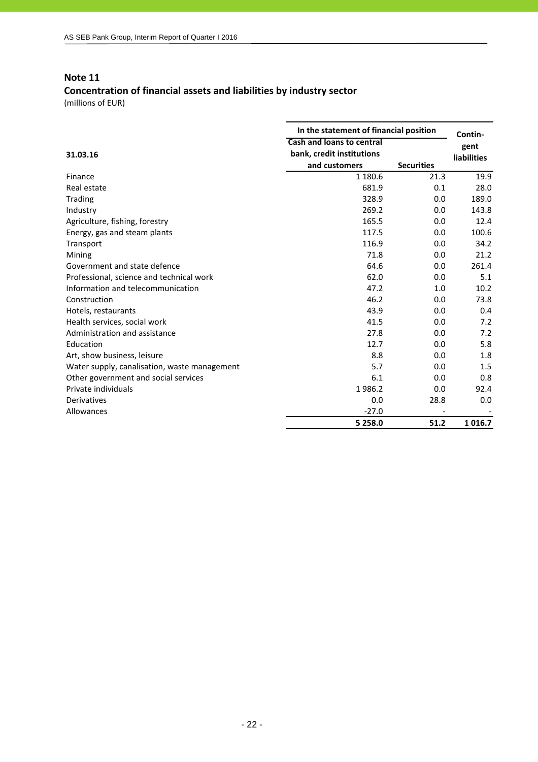## Note 11

## Concentration of financial assets and liabilities by industry sector

(millions of EUR)

| 31.03.16 | In the statement of financial position | | Contin-gent liabilities |
|---|---|---|---|
| | Cash and loans to central bank, credit institutions and customers | Securities | |
| Finance | 1 180.6 | 21.3 | 19.9 |
| Real estate | 681.9 | 0.1 | 28.0 |
| Trading | 328.9 | 0.0 | 189.0 |
| Industry | 269.2 | 0.0 | 143.8 |
| Agriculture, fishing, forestry | 165.5 | 0.0 | 12.4 |
| Energy, gas and steam plants | 117.5 | 0.0 | 100.6 |
| Transport | 116.9 | 0.0 | 34.2 |
| Mining | 71.8 | 0.0 | 21.2 |
| Government and state defence | 64.6 | 0.0 | 261.4 |
| Professional, science and technical work | 62.0 | 0.0 | 5.1 |
| Information and telecommunication | 47.2 | 1.0 | 10.2 |
| Construction | 46.2 | 0.0 | 73.8 |
| Hotels, restaurants | 43.9 | 0.0 | 0.4 |
| Health services, social work | 41.5 | 0.0 | 7.2 |
| Administration and assistance | 27.8 | 0.0 | 7.2 |
| Education | 12.7 | 0.0 | 5.8 |
| Art, show business, leisure | 8.8 | 0.0 | 1.8 |
| Water supply, canalisation, waste management | 5.7 | 0.0 | 1.5 |
| Other government and social services | 6.1 | 0.0 | 0.8 |
| Private individuals | 1 986.2 | 0.0 | 92.4 |
| Derivatives | 0.0 | 28.8 | 0.0 |
| Allowances | -27.0 | - | - |
| | **5 258.0** | **51.2** | **1 016.7** |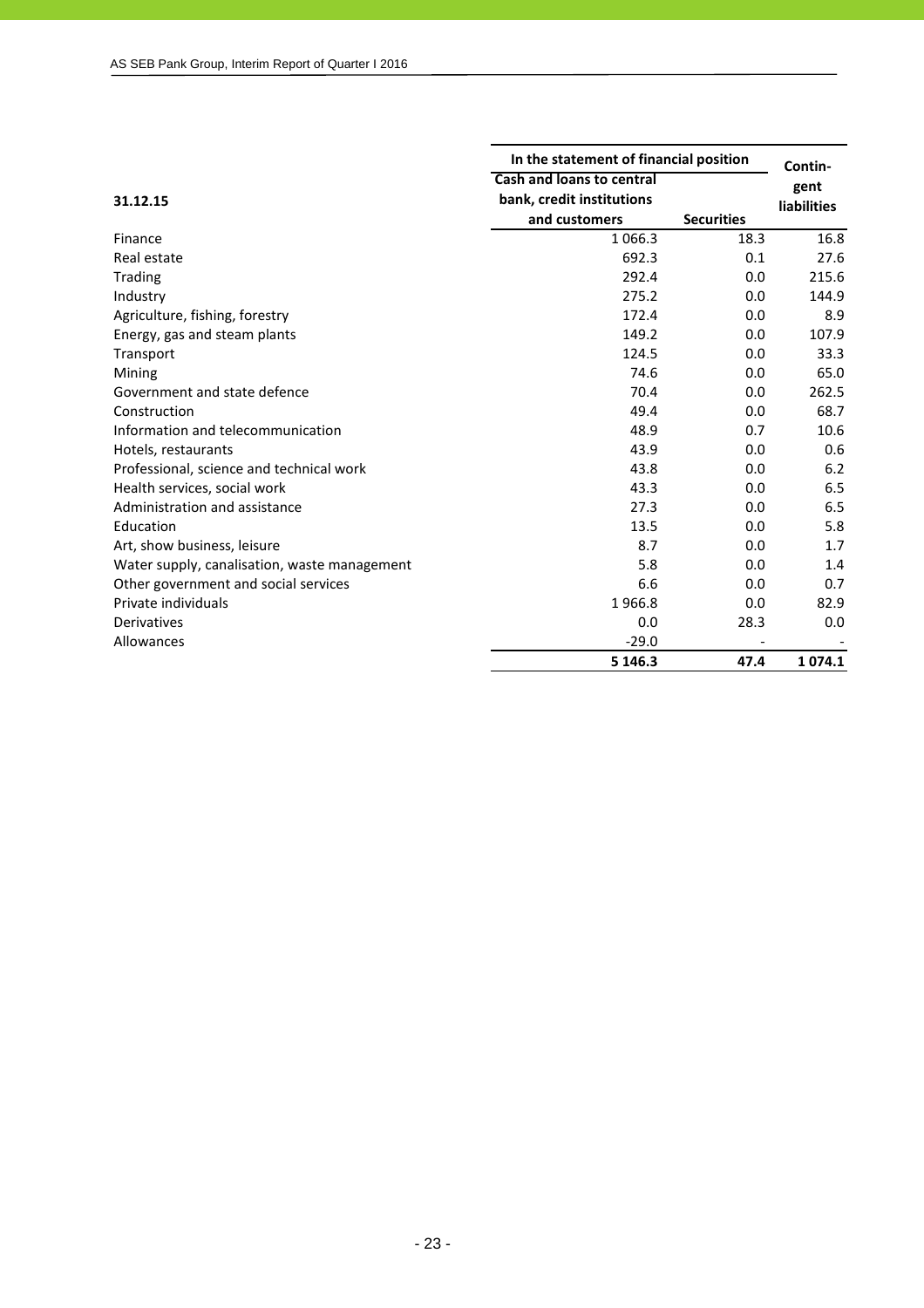| 31.12.15 | In the statement of financial position | | Contin-gent liabilities |
|---|---|---|---|
| | Cash and loans to central bank, credit institutions and customers | Securities | |
| Finance | 1 066.3 | 18.3 | 16.8 |
| Real estate | 692.3 | 0.1 | 27.6 |
| Trading | 292.4 | 0.0 | 215.6 |
| Industry | 275.2 | 0.0 | 144.9 |
| Agriculture, fishing, forestry | 172.4 | 0.0 | 8.9 |
| Energy, gas and steam plants | 149.2 | 0.0 | 107.9 |
| Transport | 124.5 | 0.0 | 33.3 |
| Mining | 74.6 | 0.0 | 65.0 |
| Government and state defence | 70.4 | 0.0 | 262.5 |
| Construction | 49.4 | 0.0 | 68.7 |
| Information and telecommunication | 48.9 | 0.7 | 10.6 |
| Hotels, restaurants | 43.9 | 0.0 | 0.6 |
| Professional, science and technical work | 43.8 | 0.0 | 6.2 |
| Health services, social work | 43.3 | 0.0 | 6.5 |
| Administration and assistance | 27.3 | 0.0 | 6.5 |
| Education | 13.5 | 0.0 | 5.8 |
| Art, show business, leisure | 8.7 | 0.0 | 1.7 |
| Water supply, canalisation, waste management | 5.8 | 0.0 | 1.4 |
| Other government and social services | 6.6 | 0.0 | 0.7 |
| Private individuals | 1 966.8 | 0.0 | 82.9 |
| Derivatives | 0.0 | 28.3 | 0.0 |
| Allowances | -29.0 | - | - |
| | **5 146.3** | **47.4** | **1 074.1** |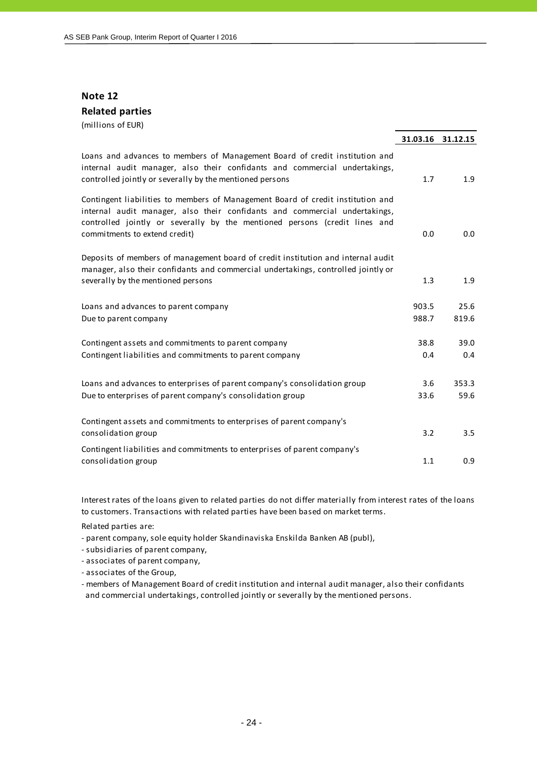## Note 12

### Related parties

(millions of EUR)

| | 31.03.16 | 31.12.15 |
|---|---|---|
| Loans and advances to members of Management Board of credit institution and internal audit manager, also their confidants and commercial undertakings, controlled jointly or severally by the mentioned persons | 1.7 | 1.9 |
| Contingent liabilities to members of Management Board of credit institution and internal audit manager, also their confidants and commercial undertakings, controlled jointly or severally by the mentioned persons (credit lines and commitments to extend credit) | 0.0 | 0.0 |
| Deposits of members of management board of credit institution and internal audit manager, also their confidants and commercial undertakings, controlled jointly or severally by the mentioned persons | 1.3 | 1.9 |
| Loans and advances to parent company | 903.5 | 25.6 |
| Due to parent company | 988.7 | 819.6 |
| Contingent assets and commitments to parent company | 38.8 | 39.0 |
| Contingent liabilities and commitments to parent company | 0.4 | 0.4 |
| Loans and advances to enterprises of parent company's consolidation group | 3.6 | 353.3 |
| Due to enterprises of parent company's consolidation group | 33.6 | 59.6 |
| Contingent assets and commitments to enterprises of parent company's consolidation group | 3.2 | 3.5 |
| Contingent liabilities and commitments to enterprises of parent company's consolidation group | 1.1 | 0.9 |

Interest rates of the loans given to related parties do not differ materially from interest rates of the loans to customers. Transactions with related parties have been based on market terms.

Related parties are:

- parent company, sole equity holder Skandinaviska Enskilda Banken AB (publ),
- subsidiaries of parent company,
- associates of parent company,
- associates of the Group,
- members of Management Board of credit institution and internal audit manager, also their confidants and commercial undertakings, controlled jointly or severally by the mentioned persons.